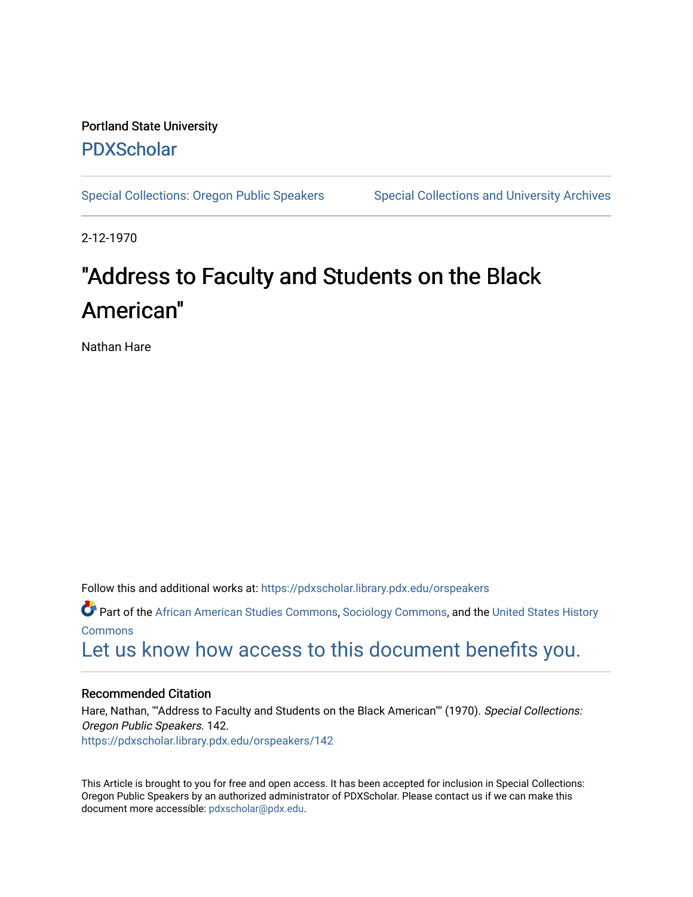Portland State University

# PDXScholar

Special Collections: Oregon Public Speakers    Special Collections and University Archives

2-12-1970

# "Address to Faculty and Students on the Black American"

Nathan Hare

Follow this and additional works at: https://pdxscholar.library.pdx.edu/orspeakers

Part of the African American Studies Commons, Sociology Commons, and the United States History Commons

Let us know how access to this document benefits you.

### Recommended Citation

Hare, Nathan, ""Address to Faculty and Students on the Black American"" (1970). *Special Collections: Oregon Public Speakers*. 142.
https://pdxscholar.library.pdx.edu/orspeakers/142

This Article is brought to you for free and open access. It has been accepted for inclusion in Special Collections: Oregon Public Speakers by an authorized administrator of PDXScholar. Please contact us if we can make this document more accessible: pdxscholar@pdx.edu.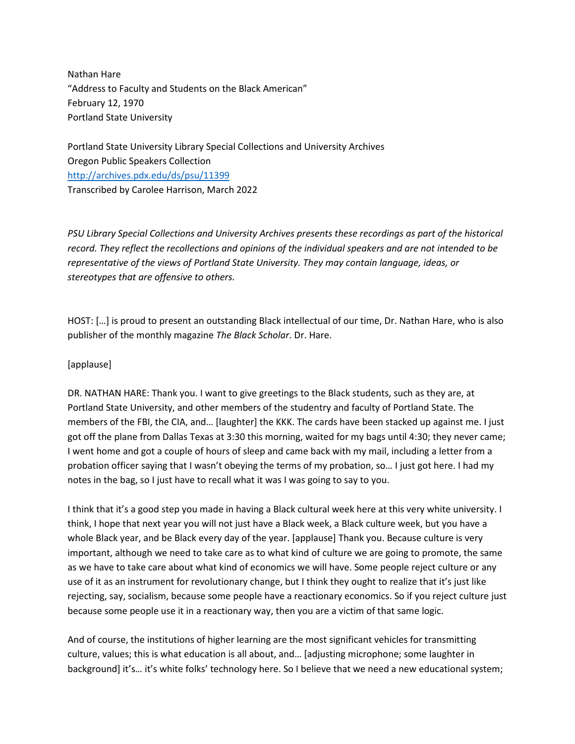Nathan Hare
"Address to Faculty and Students on the Black American"
February 12, 1970
Portland State University

Portland State University Library Special Collections and University Archives
Oregon Public Speakers Collection
http://archives.pdx.edu/ds/psu/11399
Transcribed by Carolee Harrison, March 2022

*PSU Library Special Collections and University Archives presents these recordings as part of the historical record. They reflect the recollections and opinions of the individual speakers and are not intended to be representative of the views of Portland State University. They may contain language, ideas, or stereotypes that are offensive to others.*

HOST: […] is proud to present an outstanding Black intellectual of our time, Dr. Nathan Hare, who is also publisher of the monthly magazine *The Black Scholar*. Dr. Hare.

[applause]

DR. NATHAN HARE: Thank you. I want to give greetings to the Black students, such as they are, at Portland State University, and other members of the studentry and faculty of Portland State. The members of the FBI, the CIA, and… [laughter] the KKK. The cards have been stacked up against me. I just got off the plane from Dallas Texas at 3:30 this morning, waited for my bags until 4:30; they never came; I went home and got a couple of hours of sleep and came back with my mail, including a letter from a probation officer saying that I wasn't obeying the terms of my probation, so… I just got here. I had my notes in the bag, so I just have to recall what it was I was going to say to you.

I think that it's a good step you made in having a Black cultural week here at this very white university. I think, I hope that next year you will not just have a Black week, a Black culture week, but you have a whole Black year, and be Black every day of the year. [applause] Thank you. Because culture is very important, although we need to take care as to what kind of culture we are going to promote, the same as we have to take care about what kind of economics we will have. Some people reject culture or any use of it as an instrument for revolutionary change, but I think they ought to realize that it's just like rejecting, say, socialism, because some people have a reactionary economics. So if you reject culture just because some people use it in a reactionary way, then you are a victim of that same logic.

And of course, the institutions of higher learning are the most significant vehicles for transmitting culture, values; this is what education is all about, and… [adjusting microphone; some laughter in background] it's… it's white folks' technology here. So I believe that we need a new educational system;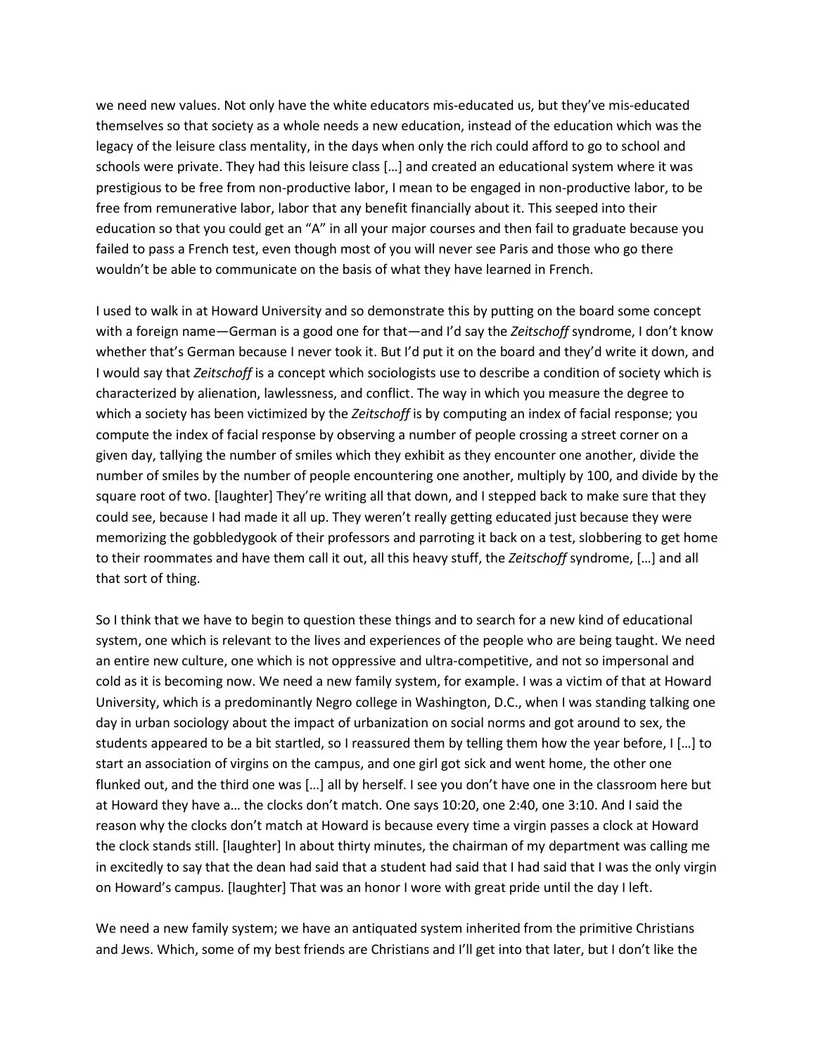we need new values. Not only have the white educators mis-educated us, but they've mis-educated themselves so that society as a whole needs a new education, instead of the education which was the legacy of the leisure class mentality, in the days when only the rich could afford to go to school and schools were private. They had this leisure class […] and created an educational system where it was prestigious to be free from non-productive labor, I mean to be engaged in non-productive labor, to be free from remunerative labor, labor that any benefit financially about it. This seeped into their education so that you could get an "A" in all your major courses and then fail to graduate because you failed to pass a French test, even though most of you will never see Paris and those who go there wouldn't be able to communicate on the basis of what they have learned in French.

I used to walk in at Howard University and so demonstrate this by putting on the board some concept with a foreign name—German is a good one for that—and I'd say the *Zeitschoff* syndrome, I don't know whether that's German because I never took it. But I'd put it on the board and they'd write it down, and I would say that *Zeitschoff* is a concept which sociologists use to describe a condition of society which is characterized by alienation, lawlessness, and conflict. The way in which you measure the degree to which a society has been victimized by the *Zeitschoff* is by computing an index of facial response; you compute the index of facial response by observing a number of people crossing a street corner on a given day, tallying the number of smiles which they exhibit as they encounter one another, divide the number of smiles by the number of people encountering one another, multiply by 100, and divide by the square root of two. [laughter] They're writing all that down, and I stepped back to make sure that they could see, because I had made it all up. They weren't really getting educated just because they were memorizing the gobbledygook of their professors and parroting it back on a test, slobbering to get home to their roommates and have them call it out, all this heavy stuff, the *Zeitschoff* syndrome, […] and all that sort of thing.

So I think that we have to begin to question these things and to search for a new kind of educational system, one which is relevant to the lives and experiences of the people who are being taught. We need an entire new culture, one which is not oppressive and ultra-competitive, and not so impersonal and cold as it is becoming now. We need a new family system, for example. I was a victim of that at Howard University, which is a predominantly Negro college in Washington, D.C., when I was standing talking one day in urban sociology about the impact of urbanization on social norms and got around to sex, the students appeared to be a bit startled, so I reassured them by telling them how the year before, I […] to start an association of virgins on the campus, and one girl got sick and went home, the other one flunked out, and the third one was […] all by herself. I see you don't have one in the classroom here but at Howard they have a… the clocks don't match. One says 10:20, one 2:40, one 3:10. And I said the reason why the clocks don't match at Howard is because every time a virgin passes a clock at Howard the clock stands still. [laughter] In about thirty minutes, the chairman of my department was calling me in excitedly to say that the dean had said that a student had said that I had said that I was the only virgin on Howard's campus. [laughter] That was an honor I wore with great pride until the day I left.

We need a new family system; we have an antiquated system inherited from the primitive Christians and Jews. Which, some of my best friends are Christians and I'll get into that later, but I don't like the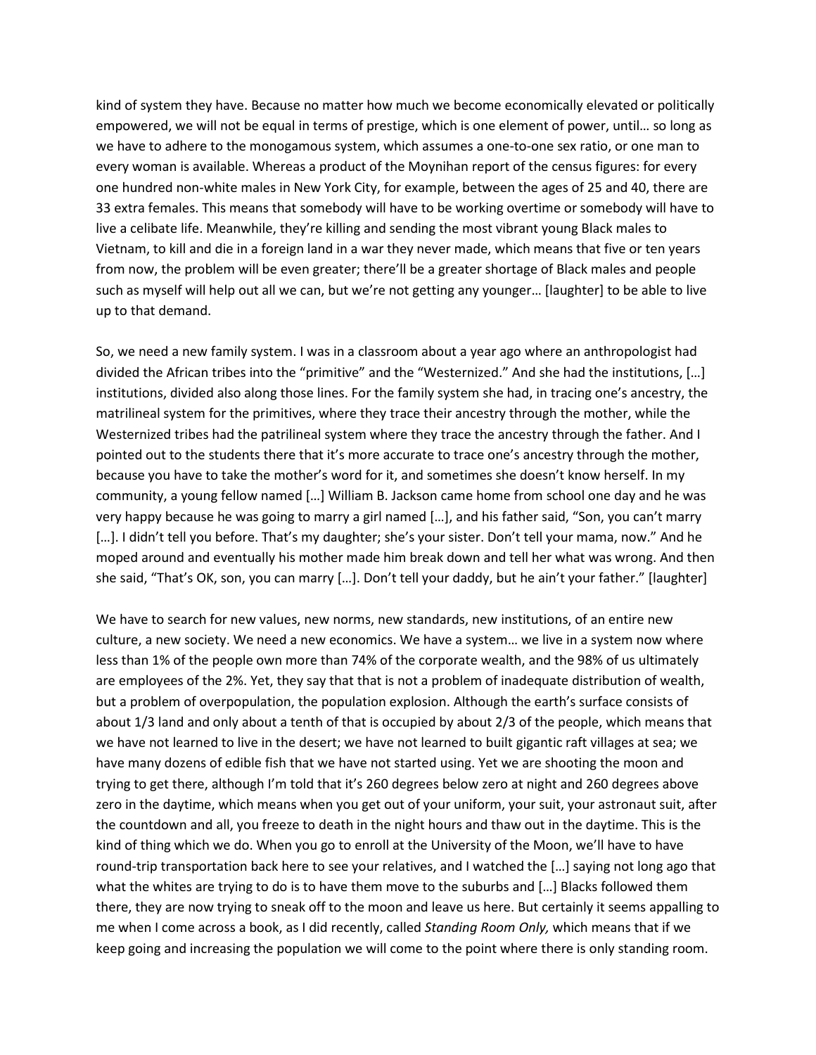kind of system they have. Because no matter how much we become economically elevated or politically empowered, we will not be equal in terms of prestige, which is one element of power, until… so long as we have to adhere to the monogamous system, which assumes a one-to-one sex ratio, or one man to every woman is available. Whereas a product of the Moynihan report of the census figures: for every one hundred non-white males in New York City, for example, between the ages of 25 and 40, there are 33 extra females. This means that somebody will have to be working overtime or somebody will have to live a celibate life. Meanwhile, they're killing and sending the most vibrant young Black males to Vietnam, to kill and die in a foreign land in a war they never made, which means that five or ten years from now, the problem will be even greater; there'll be a greater shortage of Black males and people such as myself will help out all we can, but we're not getting any younger… [laughter] to be able to live up to that demand.

So, we need a new family system. I was in a classroom about a year ago where an anthropologist had divided the African tribes into the "primitive" and the "Westernized." And she had the institutions, […] institutions, divided also along those lines. For the family system she had, in tracing one's ancestry, the matrilineal system for the primitives, where they trace their ancestry through the mother, while the Westernized tribes had the patrilineal system where they trace the ancestry through the father. And I pointed out to the students there that it's more accurate to trace one's ancestry through the mother, because you have to take the mother's word for it, and sometimes she doesn't know herself. In my community, a young fellow named […] William B. Jackson came home from school one day and he was very happy because he was going to marry a girl named […], and his father said, "Son, you can't marry […]. I didn't tell you before. That's my daughter; she's your sister. Don't tell your mama, now." And he moped around and eventually his mother made him break down and tell her what was wrong. And then she said, "That's OK, son, you can marry […]. Don't tell your daddy, but he ain't your father." [laughter]

We have to search for new values, new norms, new standards, new institutions, of an entire new culture, a new society. We need a new economics. We have a system… we live in a system now where less than 1% of the people own more than 74% of the corporate wealth, and the 98% of us ultimately are employees of the 2%. Yet, they say that that is not a problem of inadequate distribution of wealth, but a problem of overpopulation, the population explosion. Although the earth's surface consists of about 1/3 land and only about a tenth of that is occupied by about 2/3 of the people, which means that we have not learned to live in the desert; we have not learned to built gigantic raft villages at sea; we have many dozens of edible fish that we have not started using. Yet we are shooting the moon and trying to get there, although I'm told that it's 260 degrees below zero at night and 260 degrees above zero in the daytime, which means when you get out of your uniform, your suit, your astronaut suit, after the countdown and all, you freeze to death in the night hours and thaw out in the daytime. This is the kind of thing which we do. When you go to enroll at the University of the Moon, we'll have to have round-trip transportation back here to see your relatives, and I watched the […] saying not long ago that what the whites are trying to do is to have them move to the suburbs and […] Blacks followed them there, they are now trying to sneak off to the moon and leave us here. But certainly it seems appalling to me when I come across a book, as I did recently, called *Standing Room Only,* which means that if we keep going and increasing the population we will come to the point where there is only standing room.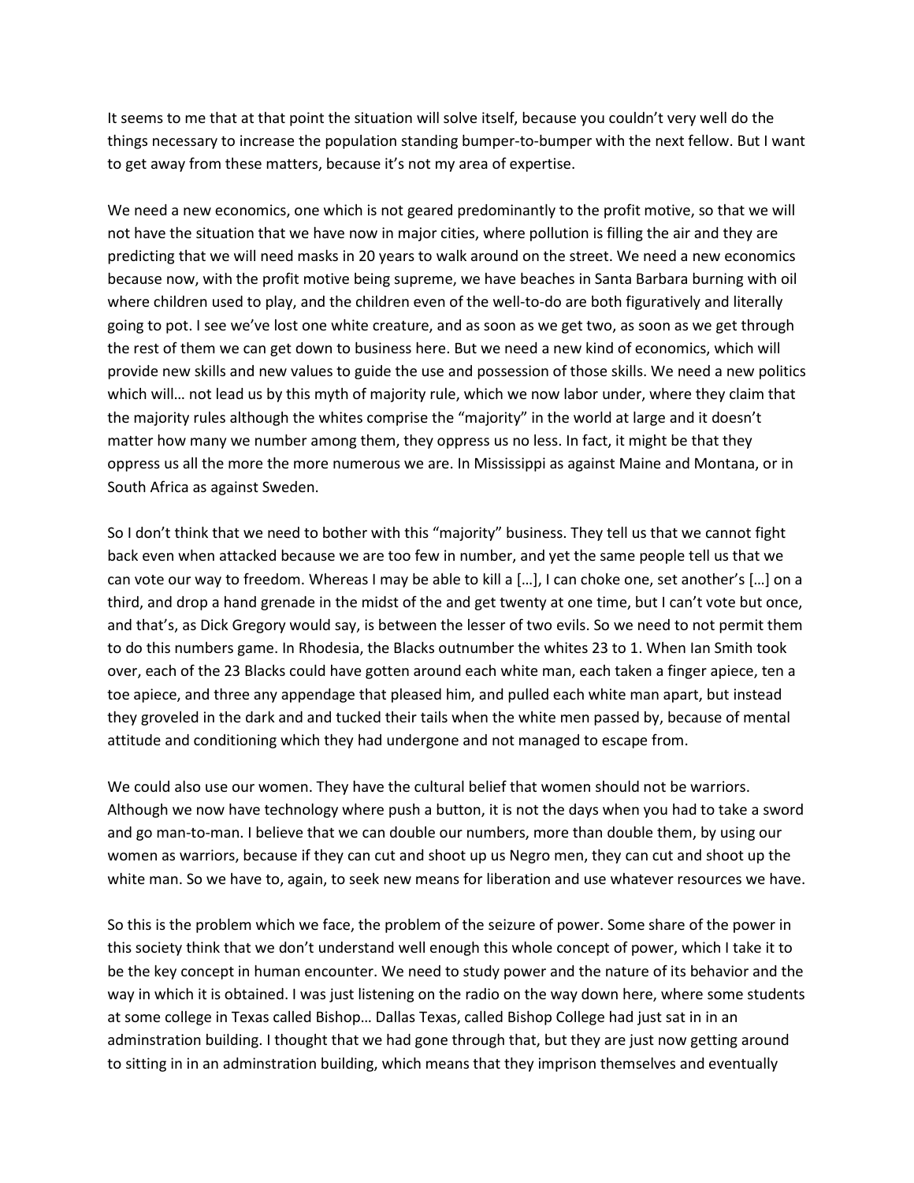It seems to me that at that point the situation will solve itself, because you couldn't very well do the things necessary to increase the population standing bumper-to-bumper with the next fellow. But I want to get away from these matters, because it's not my area of expertise.

We need a new economics, one which is not geared predominantly to the profit motive, so that we will not have the situation that we have now in major cities, where pollution is filling the air and they are predicting that we will need masks in 20 years to walk around on the street. We need a new economics because now, with the profit motive being supreme, we have beaches in Santa Barbara burning with oil where children used to play, and the children even of the well-to-do are both figuratively and literally going to pot. I see we've lost one white creature, and as soon as we get two, as soon as we get through the rest of them we can get down to business here. But we need a new kind of economics, which will provide new skills and new values to guide the use and possession of those skills. We need a new politics which will… not lead us by this myth of majority rule, which we now labor under, where they claim that the majority rules although the whites comprise the "majority" in the world at large and it doesn't matter how many we number among them, they oppress us no less. In fact, it might be that they oppress us all the more the more numerous we are. In Mississippi as against Maine and Montana, or in South Africa as against Sweden.

So I don't think that we need to bother with this "majority" business. They tell us that we cannot fight back even when attacked because we are too few in number, and yet the same people tell us that we can vote our way to freedom. Whereas I may be able to kill a […], I can choke one, set another's […] on a third, and drop a hand grenade in the midst of the and get twenty at one time, but I can't vote but once, and that's, as Dick Gregory would say, is between the lesser of two evils. So we need to not permit them to do this numbers game. In Rhodesia, the Blacks outnumber the whites 23 to 1. When Ian Smith took over, each of the 23 Blacks could have gotten around each white man, each taken a finger apiece, ten a toe apiece, and three any appendage that pleased him, and pulled each white man apart, but instead they groveled in the dark and and tucked their tails when the white men passed by, because of mental attitude and conditioning which they had undergone and not managed to escape from.

We could also use our women. They have the cultural belief that women should not be warriors. Although we now have technology where push a button, it is not the days when you had to take a sword and go man-to-man. I believe that we can double our numbers, more than double them, by using our women as warriors, because if they can cut and shoot up us Negro men, they can cut and shoot up the white man. So we have to, again, to seek new means for liberation and use whatever resources we have.

So this is the problem which we face, the problem of the seizure of power. Some share of the power in this society think that we don't understand well enough this whole concept of power, which I take it to be the key concept in human encounter. We need to study power and the nature of its behavior and the way in which it is obtained. I was just listening on the radio on the way down here, where some students at some college in Texas called Bishop… Dallas Texas, called Bishop College had just sat in in an adminstration building. I thought that we had gone through that, but they are just now getting around to sitting in in an adminstration building, which means that they imprison themselves and eventually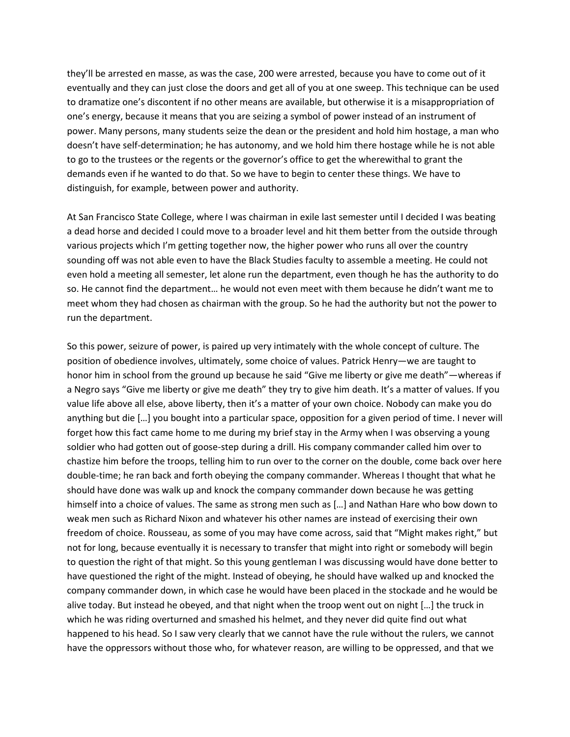they'll be arrested en masse, as was the case, 200 were arrested, because you have to come out of it eventually and they can just close the doors and get all of you at one sweep. This technique can be used to dramatize one's discontent if no other means are available, but otherwise it is a misappropriation of one's energy, because it means that you are seizing a symbol of power instead of an instrument of power. Many persons, many students seize the dean or the president and hold him hostage, a man who doesn't have self-determination; he has autonomy, and we hold him there hostage while he is not able to go to the trustees or the regents or the governor's office to get the wherewithal to grant the demands even if he wanted to do that. So we have to begin to center these things. We have to distinguish, for example, between power and authority.

At San Francisco State College, where I was chairman in exile last semester until I decided I was beating a dead horse and decided I could move to a broader level and hit them better from the outside through various projects which I'm getting together now, the higher power who runs all over the country sounding off was not able even to have the Black Studies faculty to assemble a meeting. He could not even hold a meeting all semester, let alone run the department, even though he has the authority to do so. He cannot find the department… he would not even meet with them because he didn't want me to meet whom they had chosen as chairman with the group. So he had the authority but not the power to run the department.

So this power, seizure of power, is paired up very intimately with the whole concept of culture. The position of obedience involves, ultimately, some choice of values. Patrick Henry—we are taught to honor him in school from the ground up because he said "Give me liberty or give me death"—whereas if a Negro says "Give me liberty or give me death" they try to give him death. It's a matter of values. If you value life above all else, above liberty, then it's a matter of your own choice. Nobody can make you do anything but die […] you bought into a particular space, opposition for a given period of time. I never will forget how this fact came home to me during my brief stay in the Army when I was observing a young soldier who had gotten out of goose-step during a drill. His company commander called him over to chastize him before the troops, telling him to run over to the corner on the double, come back over here double-time; he ran back and forth obeying the company commander. Whereas I thought that what he should have done was walk up and knock the company commander down because he was getting himself into a choice of values. The same as strong men such as […] and Nathan Hare who bow down to weak men such as Richard Nixon and whatever his other names are instead of exercising their own freedom of choice. Rousseau, as some of you may have come across, said that "Might makes right," but not for long, because eventually it is necessary to transfer that might into right or somebody will begin to question the right of that might. So this young gentleman I was discussing would have done better to have questioned the right of the might. Instead of obeying, he should have walked up and knocked the company commander down, in which case he would have been placed in the stockade and he would be alive today. But instead he obeyed, and that night when the troop went out on night […] the truck in which he was riding overturned and smashed his helmet, and they never did quite find out what happened to his head. So I saw very clearly that we cannot have the rule without the rulers, we cannot have the oppressors without those who, for whatever reason, are willing to be oppressed, and that we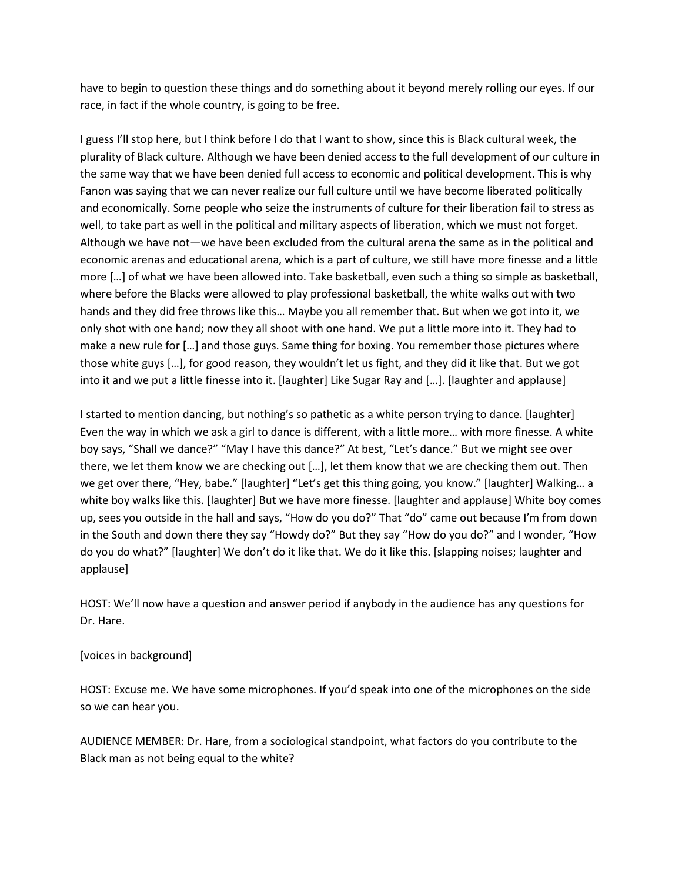have to begin to question these things and do something about it beyond merely rolling our eyes. If our race, in fact if the whole country, is going to be free.

I guess I'll stop here, but I think before I do that I want to show, since this is Black cultural week, the plurality of Black culture. Although we have been denied access to the full development of our culture in the same way that we have been denied full access to economic and political development. This is why Fanon was saying that we can never realize our full culture until we have become liberated politically and economically. Some people who seize the instruments of culture for their liberation fail to stress as well, to take part as well in the political and military aspects of liberation, which we must not forget. Although we have not—we have been excluded from the cultural arena the same as in the political and economic arenas and educational arena, which is a part of culture, we still have more finesse and a little more […] of what we have been allowed into. Take basketball, even such a thing so simple as basketball, where before the Blacks were allowed to play professional basketball, the white walks out with two hands and they did free throws like this… Maybe you all remember that. But when we got into it, we only shot with one hand; now they all shoot with one hand. We put a little more into it. They had to make a new rule for […] and those guys. Same thing for boxing. You remember those pictures where those white guys […], for good reason, they wouldn't let us fight, and they did it like that. But we got into it and we put a little finesse into it. [laughter] Like Sugar Ray and […]. [laughter and applause]

I started to mention dancing, but nothing's so pathetic as a white person trying to dance. [laughter] Even the way in which we ask a girl to dance is different, with a little more… with more finesse. A white boy says, "Shall we dance?" "May I have this dance?" At best, "Let's dance." But we might see over there, we let them know we are checking out […], let them know that we are checking them out. Then we get over there, "Hey, babe." [laughter] "Let's get this thing going, you know." [laughter] Walking… a white boy walks like this. [laughter] But we have more finesse. [laughter and applause] White boy comes up, sees you outside in the hall and says, "How do you do?" That "do" came out because I'm from down in the South and down there they say "Howdy do?" But they say "How do you do?" and I wonder, "How do you do what?" [laughter] We don't do it like that. We do it like this. [slapping noises; laughter and applause]

HOST: We'll now have a question and answer period if anybody in the audience has any questions for Dr. Hare.

[voices in background]

HOST: Excuse me. We have some microphones. If you'd speak into one of the microphones on the side so we can hear you.

AUDIENCE MEMBER: Dr. Hare, from a sociological standpoint, what factors do you contribute to the Black man as not being equal to the white?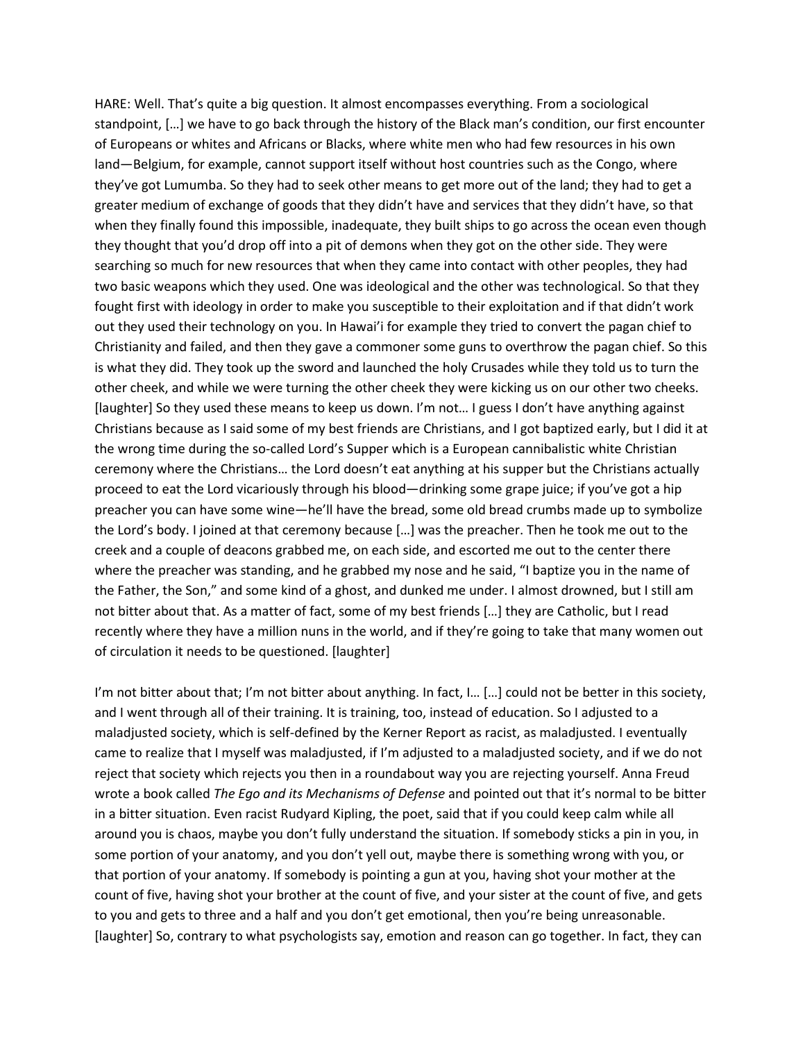HARE: Well. That's quite a big question. It almost encompasses everything. From a sociological standpoint, […] we have to go back through the history of the Black man's condition, our first encounter of Europeans or whites and Africans or Blacks, where white men who had few resources in his own land—Belgium, for example, cannot support itself without host countries such as the Congo, where they've got Lumumba. So they had to seek other means to get more out of the land; they had to get a greater medium of exchange of goods that they didn't have and services that they didn't have, so that when they finally found this impossible, inadequate, they built ships to go across the ocean even though they thought that you'd drop off into a pit of demons when they got on the other side. They were searching so much for new resources that when they came into contact with other peoples, they had two basic weapons which they used. One was ideological and the other was technological. So that they fought first with ideology in order to make you susceptible to their exploitation and if that didn't work out they used their technology on you. In Hawai'i for example they tried to convert the pagan chief to Christianity and failed, and then they gave a commoner some guns to overthrow the pagan chief. So this is what they did. They took up the sword and launched the holy Crusades while they told us to turn the other cheek, and while we were turning the other cheek they were kicking us on our other two cheeks. [laughter] So they used these means to keep us down. I'm not… I guess I don't have anything against Christians because as I said some of my best friends are Christians, and I got baptized early, but I did it at the wrong time during the so-called Lord's Supper which is a European cannibalistic white Christian ceremony where the Christians… the Lord doesn't eat anything at his supper but the Christians actually proceed to eat the Lord vicariously through his blood—drinking some grape juice; if you've got a hip preacher you can have some wine—he'll have the bread, some old bread crumbs made up to symbolize the Lord's body. I joined at that ceremony because […] was the preacher. Then he took me out to the creek and a couple of deacons grabbed me, on each side, and escorted me out to the center there where the preacher was standing, and he grabbed my nose and he said, "I baptize you in the name of the Father, the Son," and some kind of a ghost, and dunked me under. I almost drowned, but I still am not bitter about that. As a matter of fact, some of my best friends […] they are Catholic, but I read recently where they have a million nuns in the world, and if they're going to take that many women out of circulation it needs to be questioned. [laughter]

I'm not bitter about that; I'm not bitter about anything. In fact, I… […] could not be better in this society, and I went through all of their training. It is training, too, instead of education. So I adjusted to a maladjusted society, which is self-defined by the Kerner Report as racist, as maladjusted. I eventually came to realize that I myself was maladjusted, if I'm adjusted to a maladjusted society, and if we do not reject that society which rejects you then in a roundabout way you are rejecting yourself. Anna Freud wrote a book called *The Ego and its Mechanisms of Defense* and pointed out that it's normal to be bitter in a bitter situation. Even racist Rudyard Kipling, the poet, said that if you could keep calm while all around you is chaos, maybe you don't fully understand the situation. If somebody sticks a pin in you, in some portion of your anatomy, and you don't yell out, maybe there is something wrong with you, or that portion of your anatomy. If somebody is pointing a gun at you, having shot your mother at the count of five, having shot your brother at the count of five, and your sister at the count of five, and gets to you and gets to three and a half and you don't get emotional, then you're being unreasonable. [laughter] So, contrary to what psychologists say, emotion and reason can go together. In fact, they can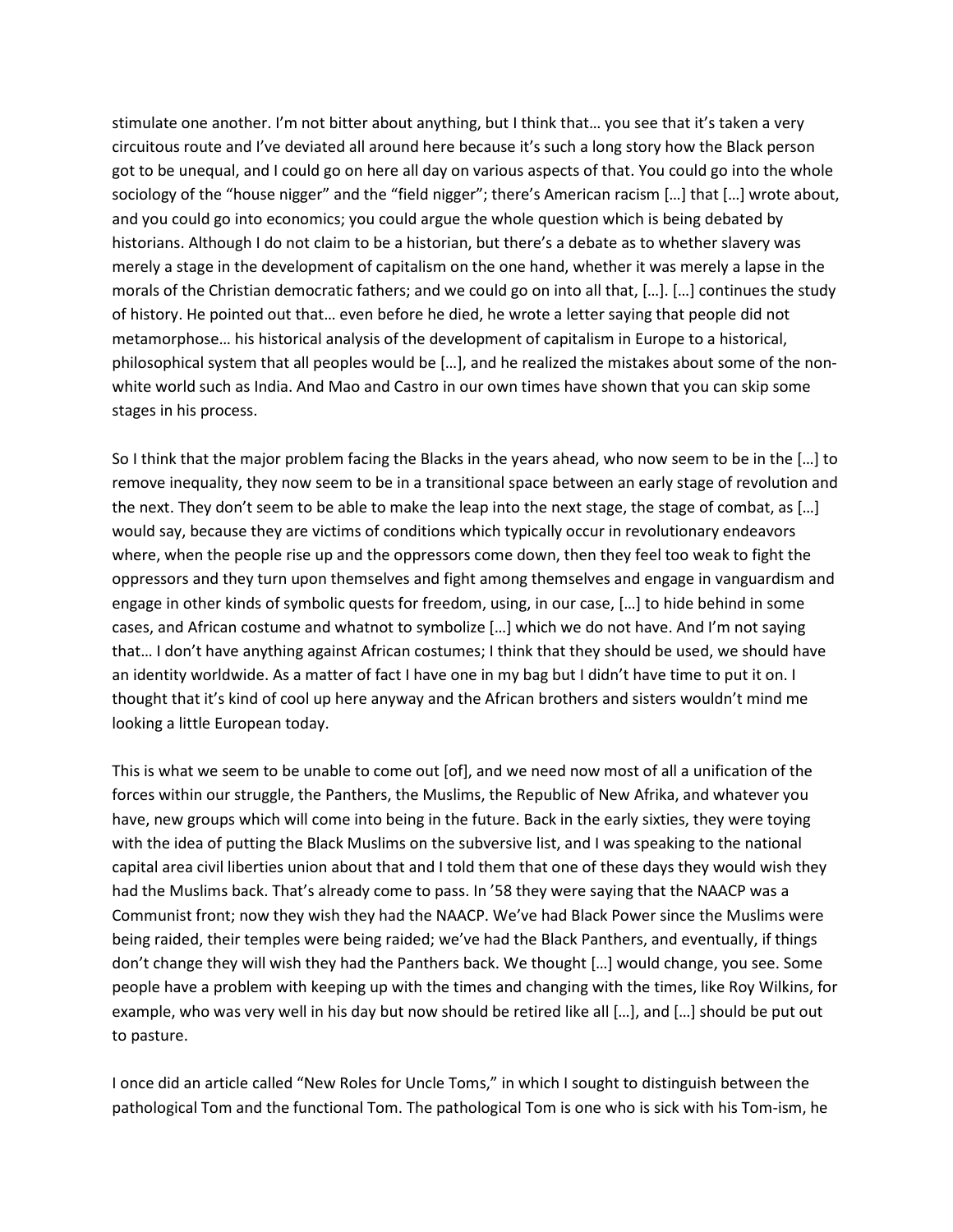stimulate one another. I'm not bitter about anything, but I think that… you see that it's taken a very circuitous route and I've deviated all around here because it's such a long story how the Black person got to be unequal, and I could go on here all day on various aspects of that. You could go into the whole sociology of the "house nigger" and the "field nigger"; there's American racism […] that […] wrote about, and you could go into economics; you could argue the whole question which is being debated by historians. Although I do not claim to be a historian, but there's a debate as to whether slavery was merely a stage in the development of capitalism on the one hand, whether it was merely a lapse in the morals of the Christian democratic fathers; and we could go on into all that, […]. […] continues the study of history. He pointed out that… even before he died, he wrote a letter saying that people did not metamorphose… his historical analysis of the development of capitalism in Europe to a historical, philosophical system that all peoples would be […], and he realized the mistakes about some of the non-white world such as India. And Mao and Castro in our own times have shown that you can skip some stages in his process.

So I think that the major problem facing the Blacks in the years ahead, who now seem to be in the […] to remove inequality, they now seem to be in a transitional space between an early stage of revolution and the next. They don't seem to be able to make the leap into the next stage, the stage of combat, as […] would say, because they are victims of conditions which typically occur in revolutionary endeavors where, when the people rise up and the oppressors come down, then they feel too weak to fight the oppressors and they turn upon themselves and fight among themselves and engage in vanguardism and engage in other kinds of symbolic quests for freedom, using, in our case, […] to hide behind in some cases, and African costume and whatnot to symbolize […] which we do not have. And I'm not saying that… I don't have anything against African costumes; I think that they should be used, we should have an identity worldwide. As a matter of fact I have one in my bag but I didn't have time to put it on. I thought that it's kind of cool up here anyway and the African brothers and sisters wouldn't mind me looking a little European today.

This is what we seem to be unable to come out [of], and we need now most of all a unification of the forces within our struggle, the Panthers, the Muslims, the Republic of New Afrika, and whatever you have, new groups which will come into being in the future. Back in the early sixties, they were toying with the idea of putting the Black Muslims on the subversive list, and I was speaking to the national capital area civil liberties union about that and I told them that one of these days they would wish they had the Muslims back. That's already come to pass. In '58 they were saying that the NAACP was a Communist front; now they wish they had the NAACP. We've had Black Power since the Muslims were being raided, their temples were being raided; we've had the Black Panthers, and eventually, if things don't change they will wish they had the Panthers back. We thought […] would change, you see. Some people have a problem with keeping up with the times and changing with the times, like Roy Wilkins, for example, who was very well in his day but now should be retired like all […], and […] should be put out to pasture.

I once did an article called "New Roles for Uncle Toms," in which I sought to distinguish between the pathological Tom and the functional Tom. The pathological Tom is one who is sick with his Tom-ism, he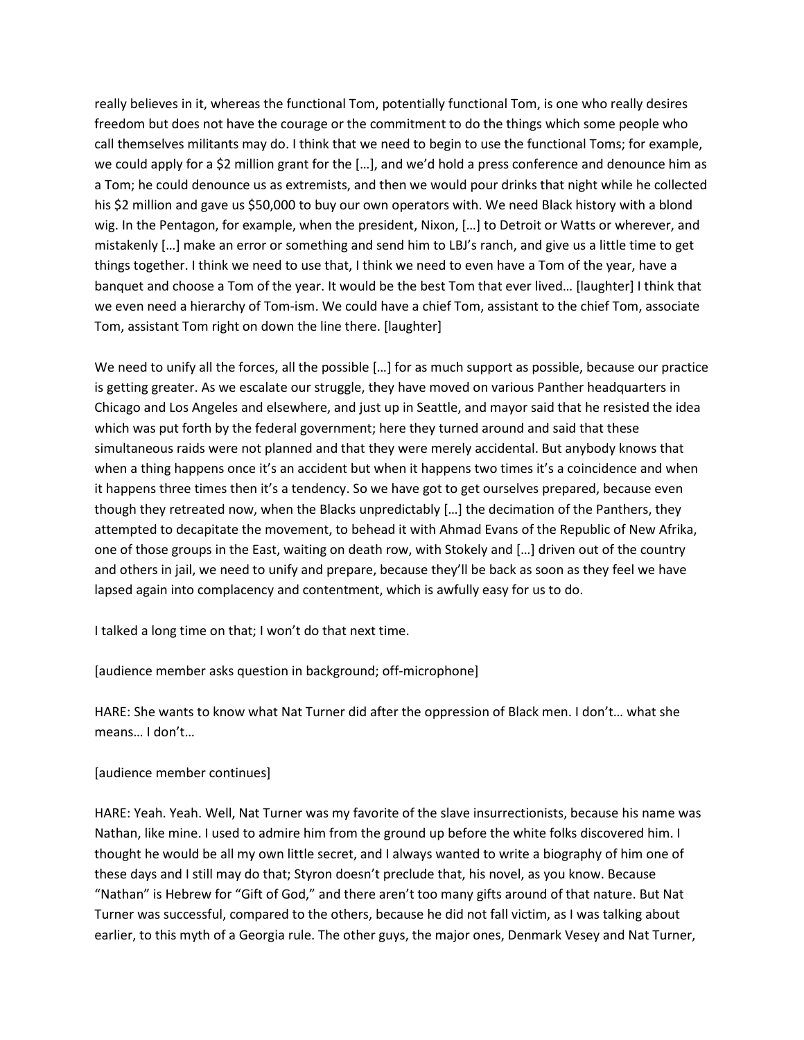really believes in it, whereas the functional Tom, potentially functional Tom, is one who really desires freedom but does not have the courage or the commitment to do the things which some people who call themselves militants may do. I think that we need to begin to use the functional Toms; for example, we could apply for a $2 million grant for the […], and we'd hold a press conference and denounce him as a Tom; he could denounce us as extremists, and then we would pour drinks that night while he collected his $2 million and gave us $50,000 to buy our own operators with. We need Black history with a blond wig. In the Pentagon, for example, when the president, Nixon, […] to Detroit or Watts or wherever, and mistakenly […] make an error or something and send him to LBJ's ranch, and give us a little time to get things together. I think we need to use that, I think we need to even have a Tom of the year, have a banquet and choose a Tom of the year. It would be the best Tom that ever lived… [laughter] I think that we even need a hierarchy of Tom-ism. We could have a chief Tom, assistant to the chief Tom, associate Tom, assistant Tom right on down the line there. [laughter]

We need to unify all the forces, all the possible […] for as much support as possible, because our practice is getting greater. As we escalate our struggle, they have moved on various Panther headquarters in Chicago and Los Angeles and elsewhere, and just up in Seattle, and mayor said that he resisted the idea which was put forth by the federal government; here they turned around and said that these simultaneous raids were not planned and that they were merely accidental. But anybody knows that when a thing happens once it's an accident but when it happens two times it's a coincidence and when it happens three times then it's a tendency. So we have got to get ourselves prepared, because even though they retreated now, when the Blacks unpredictably […] the decimation of the Panthers, they attempted to decapitate the movement, to behead it with Ahmad Evans of the Republic of New Afrika, one of those groups in the East, waiting on death row, with Stokely and […] driven out of the country and others in jail, we need to unify and prepare, because they'll be back as soon as they feel we have lapsed again into complacency and contentment, which is awfully easy for us to do.

I talked a long time on that; I won't do that next time.

[audience member asks question in background; off-microphone]

HARE: She wants to know what Nat Turner did after the oppression of Black men. I don't… what she means… I don't…

[audience member continues]

HARE: Yeah. Yeah. Well, Nat Turner was my favorite of the slave insurrectionists, because his name was Nathan, like mine. I used to admire him from the ground up before the white folks discovered him. I thought he would be all my own little secret, and I always wanted to write a biography of him one of these days and I still may do that; Styron doesn't preclude that, his novel, as you know. Because "Nathan" is Hebrew for "Gift of God," and there aren't too many gifts around of that nature. But Nat Turner was successful, compared to the others, because he did not fall victim, as I was talking about earlier, to this myth of a Georgia rule. The other guys, the major ones, Denmark Vesey and Nat Turner,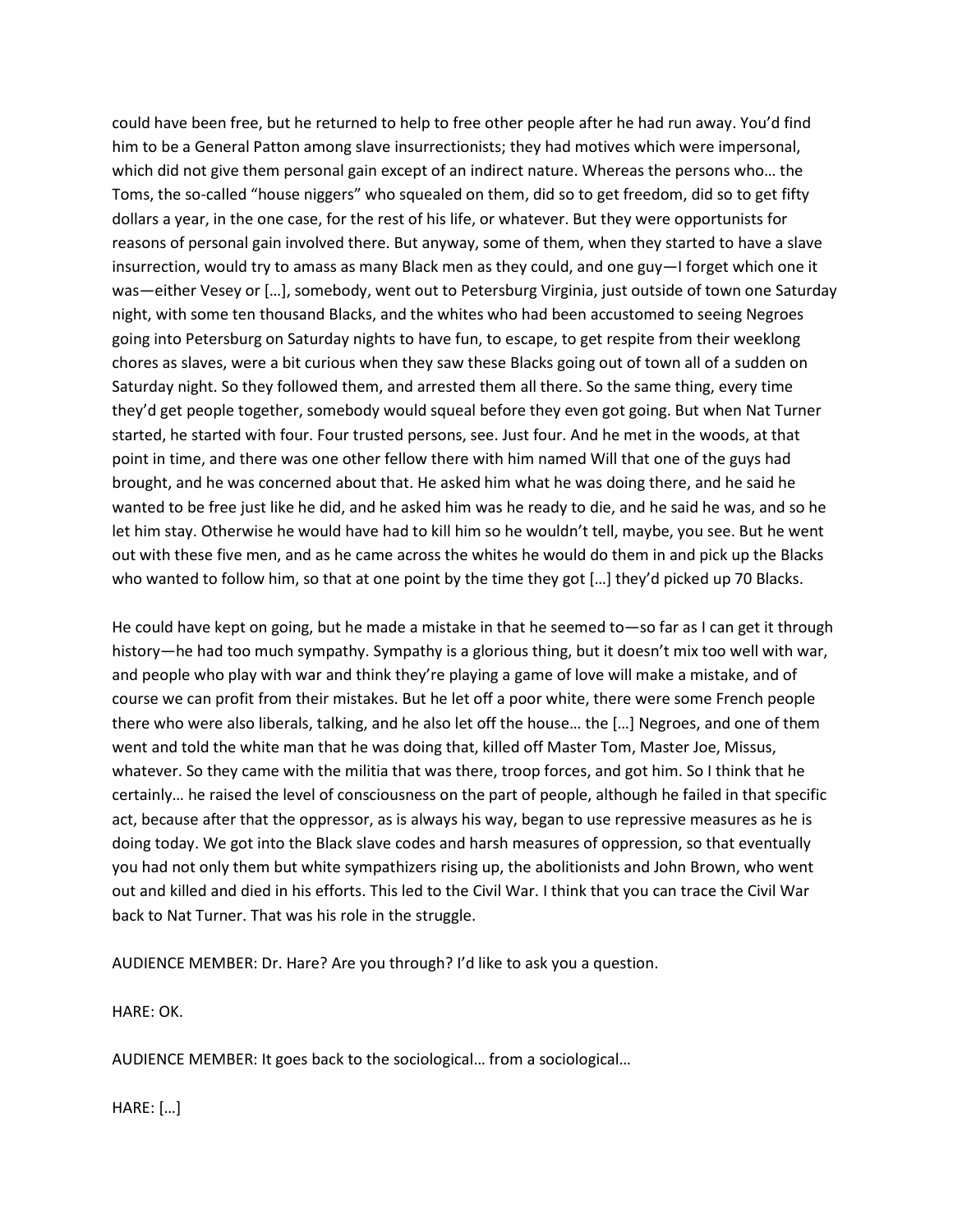could have been free, but he returned to help to free other people after he had run away. You'd find him to be a General Patton among slave insurrectionists; they had motives which were impersonal, which did not give them personal gain except of an indirect nature. Whereas the persons who… the Toms, the so-called "house niggers" who squealed on them, did so to get freedom, did so to get fifty dollars a year, in the one case, for the rest of his life, or whatever. But they were opportunists for reasons of personal gain involved there. But anyway, some of them, when they started to have a slave insurrection, would try to amass as many Black men as they could, and one guy—I forget which one it was—either Vesey or […], somebody, went out to Petersburg Virginia, just outside of town one Saturday night, with some ten thousand Blacks, and the whites who had been accustomed to seeing Negroes going into Petersburg on Saturday nights to have fun, to escape, to get respite from their weeklong chores as slaves, were a bit curious when they saw these Blacks going out of town all of a sudden on Saturday night. So they followed them, and arrested them all there. So the same thing, every time they'd get people together, somebody would squeal before they even got going. But when Nat Turner started, he started with four. Four trusted persons, see. Just four. And he met in the woods, at that point in time, and there was one other fellow there with him named Will that one of the guys had brought, and he was concerned about that. He asked him what he was doing there, and he said he wanted to be free just like he did, and he asked him was he ready to die, and he said he was, and so he let him stay. Otherwise he would have had to kill him so he wouldn't tell, maybe, you see. But he went out with these five men, and as he came across the whites he would do them in and pick up the Blacks who wanted to follow him, so that at one point by the time they got […] they'd picked up 70 Blacks.

He could have kept on going, but he made a mistake in that he seemed to—so far as I can get it through history—he had too much sympathy. Sympathy is a glorious thing, but it doesn't mix too well with war, and people who play with war and think they're playing a game of love will make a mistake, and of course we can profit from their mistakes. But he let off a poor white, there were some French people there who were also liberals, talking, and he also let off the house… the […] Negroes, and one of them went and told the white man that he was doing that, killed off Master Tom, Master Joe, Missus, whatever. So they came with the militia that was there, troop forces, and got him. So I think that he certainly… he raised the level of consciousness on the part of people, although he failed in that specific act, because after that the oppressor, as is always his way, began to use repressive measures as he is doing today. We got into the Black slave codes and harsh measures of oppression, so that eventually you had not only them but white sympathizers rising up, the abolitionists and John Brown, who went out and killed and died in his efforts. This led to the Civil War. I think that you can trace the Civil War back to Nat Turner. That was his role in the struggle.

AUDIENCE MEMBER: Dr. Hare? Are you through? I'd like to ask you a question.

HARE: OK.

AUDIENCE MEMBER: It goes back to the sociological… from a sociological…

HARE: […]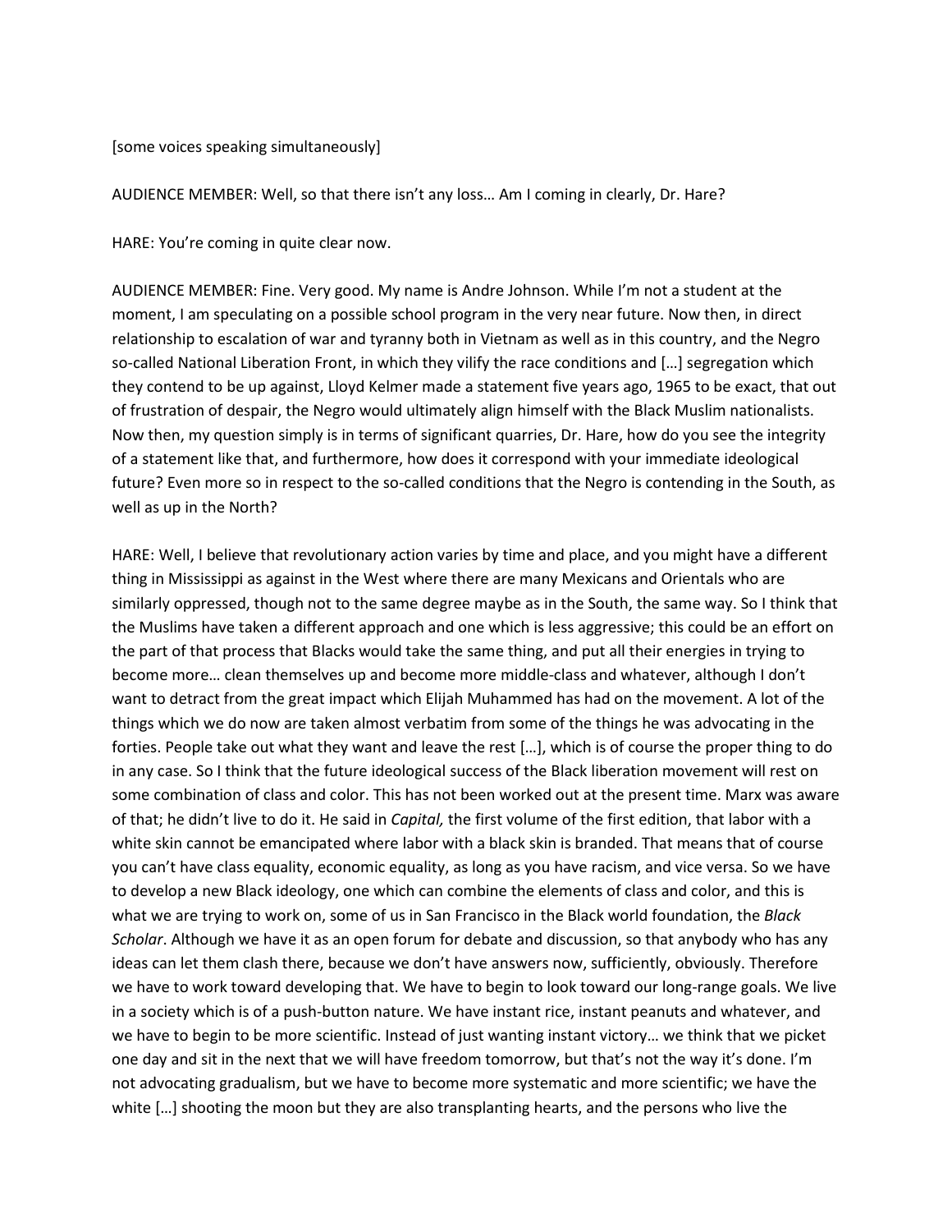[some voices speaking simultaneously]

AUDIENCE MEMBER: Well, so that there isn't any loss… Am I coming in clearly, Dr. Hare?

HARE: You're coming in quite clear now.

AUDIENCE MEMBER: Fine. Very good. My name is Andre Johnson. While I'm not a student at the moment, I am speculating on a possible school program in the very near future. Now then, in direct relationship to escalation of war and tyranny both in Vietnam as well as in this country, and the Negro so-called National Liberation Front, in which they vilify the race conditions and […] segregation which they contend to be up against, Lloyd Kelmer made a statement five years ago, 1965 to be exact, that out of frustration of despair, the Negro would ultimately align himself with the Black Muslim nationalists. Now then, my question simply is in terms of significant quarries, Dr. Hare, how do you see the integrity of a statement like that, and furthermore, how does it correspond with your immediate ideological future? Even more so in respect to the so-called conditions that the Negro is contending in the South, as well as up in the North?

HARE: Well, I believe that revolutionary action varies by time and place, and you might have a different thing in Mississippi as against in the West where there are many Mexicans and Orientals who are similarly oppressed, though not to the same degree maybe as in the South, the same way. So I think that the Muslims have taken a different approach and one which is less aggressive; this could be an effort on the part of that process that Blacks would take the same thing, and put all their energies in trying to become more… clean themselves up and become more middle-class and whatever, although I don't want to detract from the great impact which Elijah Muhammed has had on the movement. A lot of the things which we do now are taken almost verbatim from some of the things he was advocating in the forties. People take out what they want and leave the rest […], which is of course the proper thing to do in any case. So I think that the future ideological success of the Black liberation movement will rest on some combination of class and color. This has not been worked out at the present time. Marx was aware of that; he didn't live to do it. He said in *Capital,* the first volume of the first edition, that labor with a white skin cannot be emancipated where labor with a black skin is branded. That means that of course you can't have class equality, economic equality, as long as you have racism, and vice versa. So we have to develop a new Black ideology, one which can combine the elements of class and color, and this is what we are trying to work on, some of us in San Francisco in the Black world foundation, the *Black Scholar*. Although we have it as an open forum for debate and discussion, so that anybody who has any ideas can let them clash there, because we don't have answers now, sufficiently, obviously. Therefore we have to work toward developing that. We have to begin to look toward our long-range goals. We live in a society which is of a push-button nature. We have instant rice, instant peanuts and whatever, and we have to begin to be more scientific. Instead of just wanting instant victory… we think that we picket one day and sit in the next that we will have freedom tomorrow, but that's not the way it's done. I'm not advocating gradualism, but we have to become more systematic and more scientific; we have the white […] shooting the moon but they are also transplanting hearts, and the persons who live the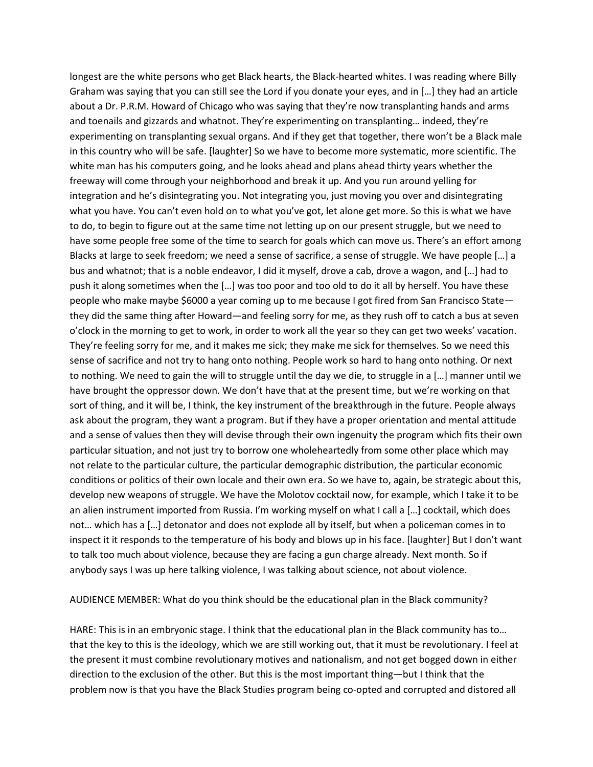longest are the white persons who get Black hearts, the Black-hearted whites. I was reading where Billy Graham was saying that you can still see the Lord if you donate your eyes, and in […] they had an article about a Dr. P.R.M. Howard of Chicago who was saying that they're now transplanting hands and arms and toenails and gizzards and whatnot. They're experimenting on transplanting… indeed, they're experimenting on transplanting sexual organs. And if they get that together, there won't be a Black male in this country who will be safe. [laughter] So we have to become more systematic, more scientific. The white man has his computers going, and he looks ahead and plans ahead thirty years whether the freeway will come through your neighborhood and break it up. And you run around yelling for integration and he's disintegrating you. Not integrating you, just moving you over and disintegrating what you have. You can't even hold on to what you've got, let alone get more. So this is what we have to do, to begin to figure out at the same time not letting up on our present struggle, but we need to have some people free some of the time to search for goals which can move us. There's an effort among Blacks at large to seek freedom; we need a sense of sacrifice, a sense of struggle. We have people […] a bus and whatnot; that is a noble endeavor, I did it myself, drove a cab, drove a wagon, and […] had to push it along sometimes when the […] was too poor and too old to do it all by herself. You have these people who make maybe $6000 a year coming up to me because I got fired from San Francisco State—they did the same thing after Howard—and feeling sorry for me, as they rush off to catch a bus at seven o'clock in the morning to get to work, in order to work all the year so they can get two weeks' vacation. They're feeling sorry for me, and it makes me sick; they make me sick for themselves. So we need this sense of sacrifice and not try to hang onto nothing. People work so hard to hang onto nothing. Or next to nothing. We need to gain the will to struggle until the day we die, to struggle in a […] manner until we have brought the oppressor down. We don't have that at the present time, but we're working on that sort of thing, and it will be, I think, the key instrument of the breakthrough in the future. People always ask about the program, they want a program. But if they have a proper orientation and mental attitude and a sense of values then they will devise through their own ingenuity the program which fits their own particular situation, and not just try to borrow one wholeheartedly from some other place which may not relate to the particular culture, the particular demographic distribution, the particular economic conditions or politics of their own locale and their own era. So we have to, again, be strategic about this, develop new weapons of struggle. We have the Molotov cocktail now, for example, which I take it to be an alien instrument imported from Russia. I'm working myself on what I call a […] cocktail, which does not… which has a […] detonator and does not explode all by itself, but when a policeman comes in to inspect it it responds to the temperature of his body and blows up in his face. [laughter] But I don't want to talk too much about violence, because they are facing a gun charge already. Next month. So if anybody says I was up here talking violence, I was talking about science, not about violence.

AUDIENCE MEMBER: What do you think should be the educational plan in the Black community?

HARE: This is in an embryonic stage. I think that the educational plan in the Black community has to… that the key to this is the ideology, which we are still working out, that it must be revolutionary. I feel at the present it must combine revolutionary motives and nationalism, and not get bogged down in either direction to the exclusion of the other. But this is the most important thing—but I think that the problem now is that you have the Black Studies program being co-opted and corrupted and distored all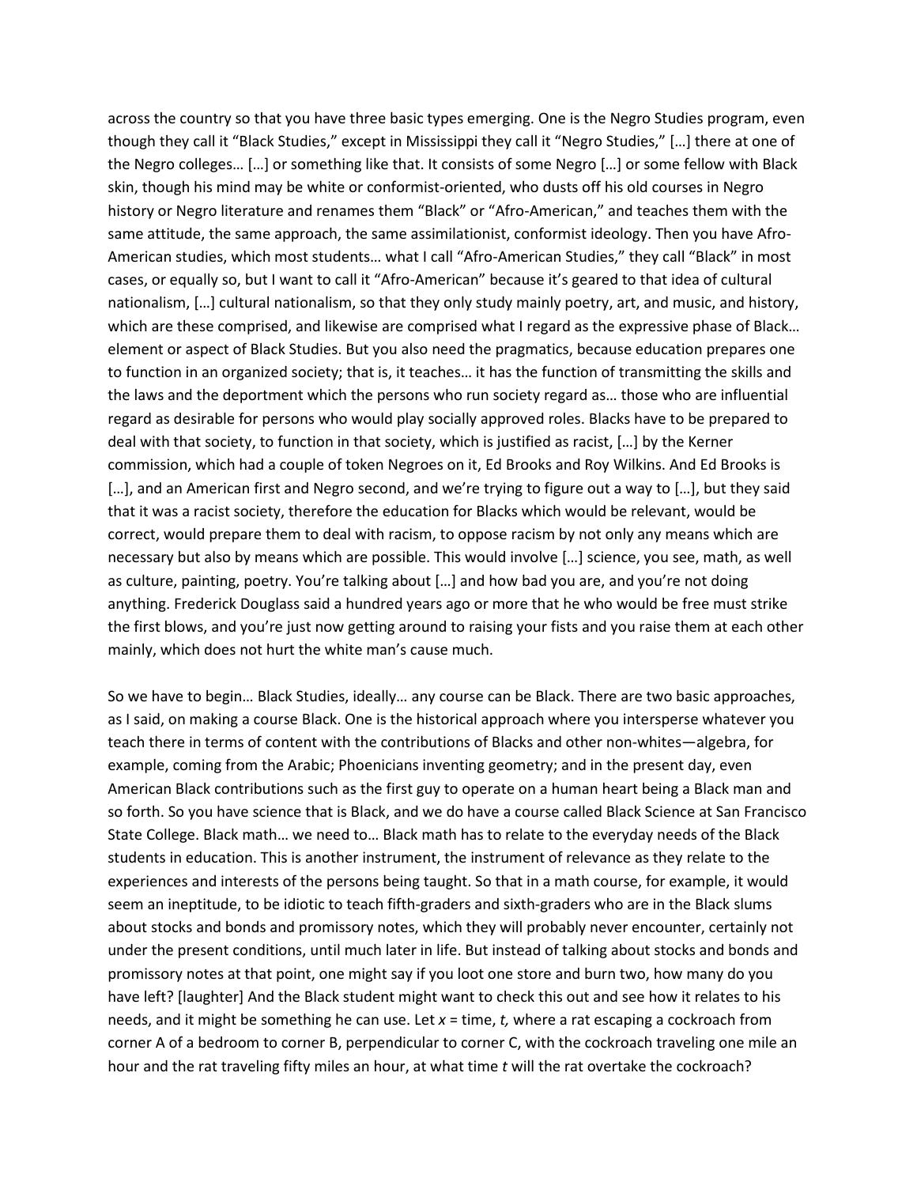across the country so that you have three basic types emerging. One is the Negro Studies program, even though they call it "Black Studies," except in Mississippi they call it "Negro Studies," […] there at one of the Negro colleges… […] or something like that. It consists of some Negro […] or some fellow with Black skin, though his mind may be white or conformist-oriented, who dusts off his old courses in Negro history or Negro literature and renames them "Black" or "Afro-American," and teaches them with the same attitude, the same approach, the same assimilationist, conformist ideology. Then you have Afro-American studies, which most students… what I call "Afro-American Studies," they call "Black" in most cases, or equally so, but I want to call it "Afro-American" because it's geared to that idea of cultural nationalism, […] cultural nationalism, so that they only study mainly poetry, art, and music, and history, which are these comprised, and likewise are comprised what I regard as the expressive phase of Black… element or aspect of Black Studies. But you also need the pragmatics, because education prepares one to function in an organized society; that is, it teaches… it has the function of transmitting the skills and the laws and the deportment which the persons who run society regard as… those who are influential regard as desirable for persons who would play socially approved roles. Blacks have to be prepared to deal with that society, to function in that society, which is justified as racist, […] by the Kerner commission, which had a couple of token Negroes on it, Ed Brooks and Roy Wilkins. And Ed Brooks is […], and an American first and Negro second, and we're trying to figure out a way to […], but they said that it was a racist society, therefore the education for Blacks which would be relevant, would be correct, would prepare them to deal with racism, to oppose racism by not only any means which are necessary but also by means which are possible. This would involve […] science, you see, math, as well as culture, painting, poetry. You're talking about […] and how bad you are, and you're not doing anything. Frederick Douglass said a hundred years ago or more that he who would be free must strike the first blows, and you're just now getting around to raising your fists and you raise them at each other mainly, which does not hurt the white man's cause much.

So we have to begin… Black Studies, ideally… any course can be Black. There are two basic approaches, as I said, on making a course Black. One is the historical approach where you intersperse whatever you teach there in terms of content with the contributions of Blacks and other non-whites—algebra, for example, coming from the Arabic; Phoenicians inventing geometry; and in the present day, even American Black contributions such as the first guy to operate on a human heart being a Black man and so forth. So you have science that is Black, and we do have a course called Black Science at San Francisco State College. Black math… we need to… Black math has to relate to the everyday needs of the Black students in education. This is another instrument, the instrument of relevance as they relate to the experiences and interests of the persons being taught. So that in a math course, for example, it would seem an ineptitude, to be idiotic to teach fifth-graders and sixth-graders who are in the Black slums about stocks and bonds and promissory notes, which they will probably never encounter, certainly not under the present conditions, until much later in life. But instead of talking about stocks and bonds and promissory notes at that point, one might say if you loot one store and burn two, how many do you have left? [laughter] And the Black student might want to check this out and see how it relates to his needs, and it might be something he can use. Let $x$ = time, $t$, where a rat escaping a cockroach from corner A of a bedroom to corner B, perpendicular to corner C, with the cockroach traveling one mile an hour and the rat traveling fifty miles an hour, at what time $t$ will the rat overtake the cockroach?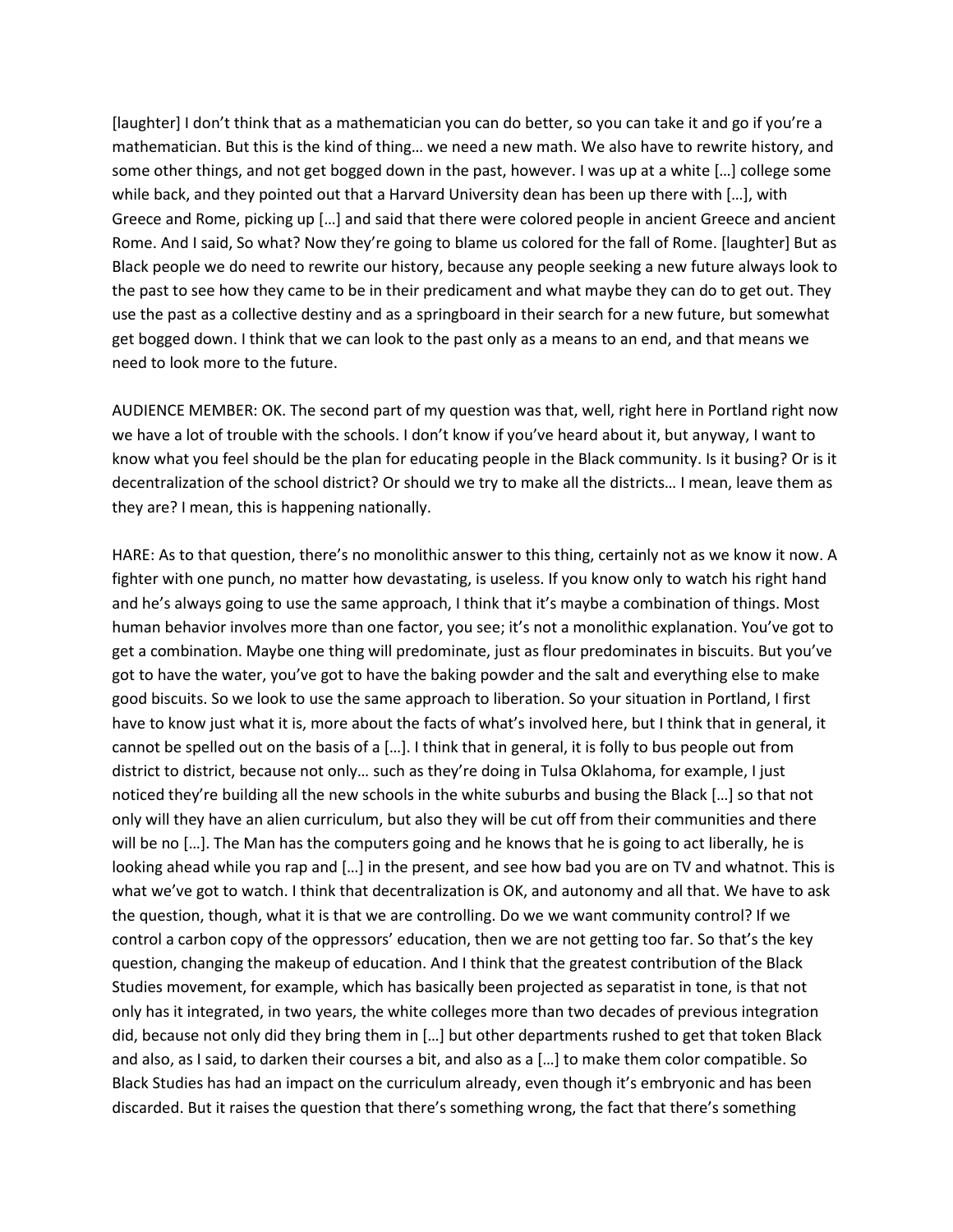[laughter] I don't think that as a mathematician you can do better, so you can take it and go if you're a mathematician. But this is the kind of thing… we need a new math. We also have to rewrite history, and some other things, and not get bogged down in the past, however. I was up at a white […] college some while back, and they pointed out that a Harvard University dean has been up there with […], with Greece and Rome, picking up […] and said that there were colored people in ancient Greece and ancient Rome. And I said, So what? Now they're going to blame us colored for the fall of Rome. [laughter] But as Black people we do need to rewrite our history, because any people seeking a new future always look to the past to see how they came to be in their predicament and what maybe they can do to get out. They use the past as a collective destiny and as a springboard in their search for a new future, but somewhat get bogged down. I think that we can look to the past only as a means to an end, and that means we need to look more to the future.

AUDIENCE MEMBER: OK. The second part of my question was that, well, right here in Portland right now we have a lot of trouble with the schools. I don't know if you've heard about it, but anyway, I want to know what you feel should be the plan for educating people in the Black community. Is it busing? Or is it decentralization of the school district? Or should we try to make all the districts… I mean, leave them as they are? I mean, this is happening nationally.

HARE: As to that question, there's no monolithic answer to this thing, certainly not as we know it now. A fighter with one punch, no matter how devastating, is useless. If you know only to watch his right hand and he's always going to use the same approach, I think that it's maybe a combination of things. Most human behavior involves more than one factor, you see; it's not a monolithic explanation. You've got to get a combination. Maybe one thing will predominate, just as flour predominates in biscuits. But you've got to have the water, you've got to have the baking powder and the salt and everything else to make good biscuits. So we look to use the same approach to liberation. So your situation in Portland, I first have to know just what it is, more about the facts of what's involved here, but I think that in general, it cannot be spelled out on the basis of a […]. I think that in general, it is folly to bus people out from district to district, because not only… such as they're doing in Tulsa Oklahoma, for example, I just noticed they're building all the new schools in the white suburbs and busing the Black […] so that not only will they have an alien curriculum, but also they will be cut off from their communities and there will be no […]. The Man has the computers going and he knows that he is going to act liberally, he is looking ahead while you rap and […] in the present, and see how bad you are on TV and whatnot. This is what we've got to watch. I think that decentralization is OK, and autonomy and all that. We have to ask the question, though, what it is that we are controlling. Do we we want community control? If we control a carbon copy of the oppressors' education, then we are not getting too far. So that's the key question, changing the makeup of education. And I think that the greatest contribution of the Black Studies movement, for example, which has basically been projected as separatist in tone, is that not only has it integrated, in two years, the white colleges more than two decades of previous integration did, because not only did they bring them in […] but other departments rushed to get that token Black and also, as I said, to darken their courses a bit, and also as a […] to make them color compatible. So Black Studies has had an impact on the curriculum already, even though it's embryonic and has been discarded. But it raises the question that there's something wrong, the fact that there's something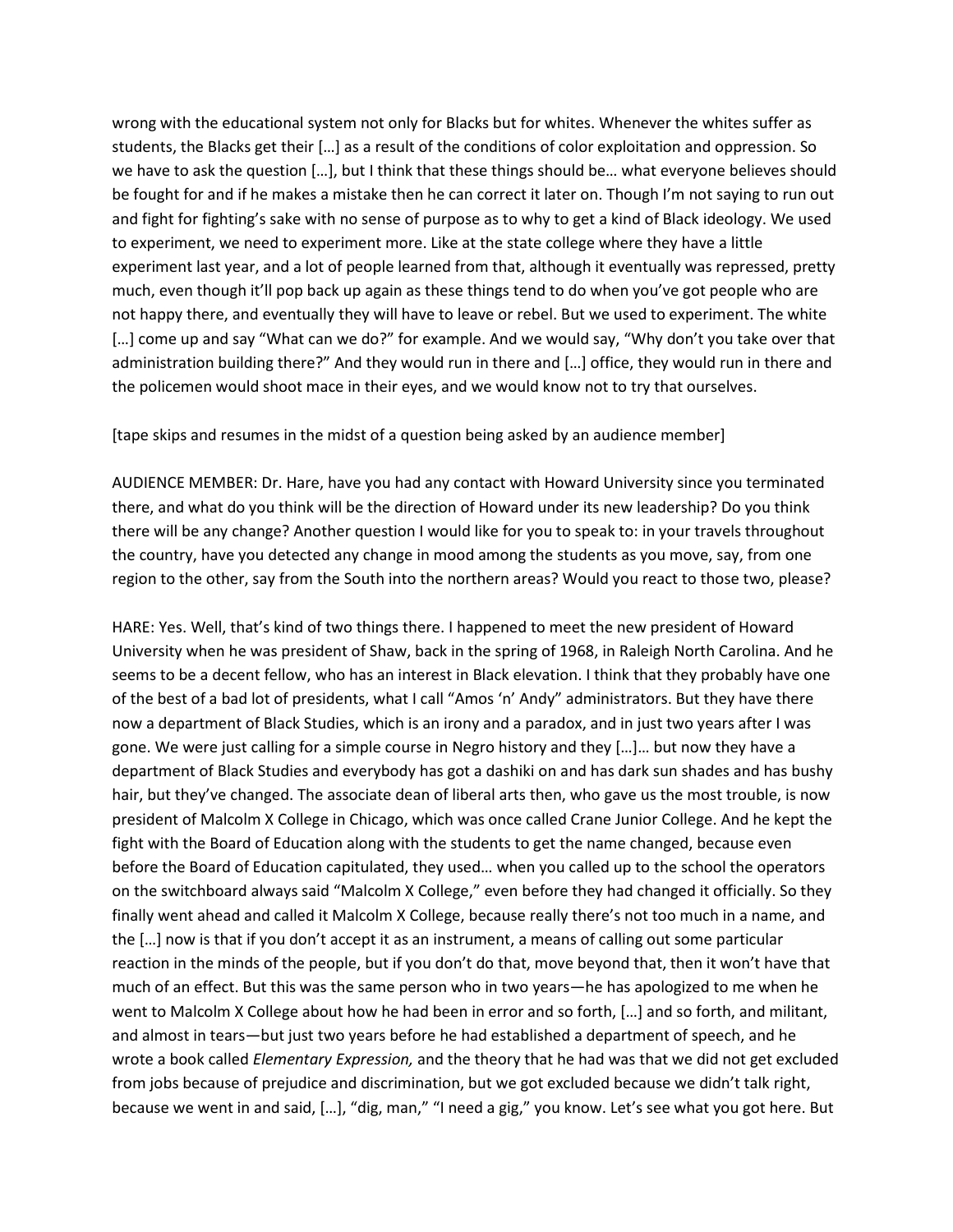wrong with the educational system not only for Blacks but for whites. Whenever the whites suffer as students, the Blacks get their […] as a result of the conditions of color exploitation and oppression. So we have to ask the question […], but I think that these things should be… what everyone believes should be fought for and if he makes a mistake then he can correct it later on. Though I'm not saying to run out and fight for fighting's sake with no sense of purpose as to why to get a kind of Black ideology. We used to experiment, we need to experiment more. Like at the state college where they have a little experiment last year, and a lot of people learned from that, although it eventually was repressed, pretty much, even though it'll pop back up again as these things tend to do when you've got people who are not happy there, and eventually they will have to leave or rebel. But we used to experiment. The white […] come up and say "What can we do?" for example. And we would say, "Why don't you take over that administration building there?" And they would run in there and […] office, they would run in there and the policemen would shoot mace in their eyes, and we would know not to try that ourselves.

[tape skips and resumes in the midst of a question being asked by an audience member]

AUDIENCE MEMBER: Dr. Hare, have you had any contact with Howard University since you terminated there, and what do you think will be the direction of Howard under its new leadership? Do you think there will be any change? Another question I would like for you to speak to: in your travels throughout the country, have you detected any change in mood among the students as you move, say, from one region to the other, say from the South into the northern areas? Would you react to those two, please?

HARE: Yes. Well, that's kind of two things there. I happened to meet the new president of Howard University when he was president of Shaw, back in the spring of 1968, in Raleigh North Carolina. And he seems to be a decent fellow, who has an interest in Black elevation. I think that they probably have one of the best of a bad lot of presidents, what I call "Amos 'n' Andy" administrators. But they have there now a department of Black Studies, which is an irony and a paradox, and in just two years after I was gone. We were just calling for a simple course in Negro history and they […]… but now they have a department of Black Studies and everybody has got a dashiki on and has dark sun shades and has bushy hair, but they've changed. The associate dean of liberal arts then, who gave us the most trouble, is now president of Malcolm X College in Chicago, which was once called Crane Junior College. And he kept the fight with the Board of Education along with the students to get the name changed, because even before the Board of Education capitulated, they used… when you called up to the school the operators on the switchboard always said "Malcolm X College," even before they had changed it officially. So they finally went ahead and called it Malcolm X College, because really there's not too much in a name, and the […] now is that if you don't accept it as an instrument, a means of calling out some particular reaction in the minds of the people, but if you don't do that, move beyond that, then it won't have that much of an effect. But this was the same person who in two years—he has apologized to me when he went to Malcolm X College about how he had been in error and so forth, […] and so forth, and militant, and almost in tears—but just two years before he had established a department of speech, and he wrote a book called *Elementary Expression,* and the theory that he had was that we did not get excluded from jobs because of prejudice and discrimination, but we got excluded because we didn't talk right, because we went in and said, […], "dig, man," "I need a gig," you know. Let's see what you got here. But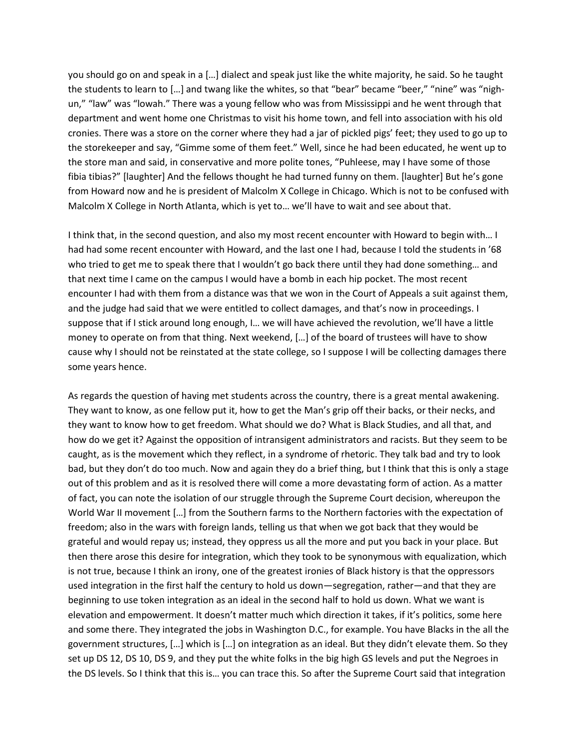you should go on and speak in a […] dialect and speak just like the white majority, he said. So he taught the students to learn to […] and twang like the whites, so that "bear" became "beer," "nine" was "nigh-un," "law" was "lowah." There was a young fellow who was from Mississippi and he went through that department and went home one Christmas to visit his home town, and fell into association with his old cronies. There was a store on the corner where they had a jar of pickled pigs' feet; they used to go up to the storekeeper and say, "Gimme some of them feet." Well, since he had been educated, he went up to the store man and said, in conservative and more polite tones, "Puhleese, may I have some of those fibia tibias?" [laughter] And the fellows thought he had turned funny on them. [laughter] But he's gone from Howard now and he is president of Malcolm X College in Chicago. Which is not to be confused with Malcolm X College in North Atlanta, which is yet to… we'll have to wait and see about that.

I think that, in the second question, and also my most recent encounter with Howard to begin with… I had had some recent encounter with Howard, and the last one I had, because I told the students in '68 who tried to get me to speak there that I wouldn't go back there until they had done something… and that next time I came on the campus I would have a bomb in each hip pocket. The most recent encounter I had with them from a distance was that we won in the Court of Appeals a suit against them, and the judge had said that we were entitled to collect damages, and that's now in proceedings. I suppose that if I stick around long enough, I… we will have achieved the revolution, we'll have a little money to operate on from that thing. Next weekend, […] of the board of trustees will have to show cause why I should not be reinstated at the state college, so I suppose I will be collecting damages there some years hence.

As regards the question of having met students across the country, there is a great mental awakening. They want to know, as one fellow put it, how to get the Man's grip off their backs, or their necks, and they want to know how to get freedom. What should we do? What is Black Studies, and all that, and how do we get it? Against the opposition of intransigent administrators and racists. But they seem to be caught, as is the movement which they reflect, in a syndrome of rhetoric. They talk bad and try to look bad, but they don't do too much. Now and again they do a brief thing, but I think that this is only a stage out of this problem and as it is resolved there will come a more devastating form of action. As a matter of fact, you can note the isolation of our struggle through the Supreme Court decision, whereupon the World War II movement […] from the Southern farms to the Northern factories with the expectation of freedom; also in the wars with foreign lands, telling us that when we got back that they would be grateful and would repay us; instead, they oppress us all the more and put you back in your place. But then there arose this desire for integration, which they took to be synonymous with equalization, which is not true, because I think an irony, one of the greatest ironies of Black history is that the oppressors used integration in the first half the century to hold us down—segregation, rather—and that they are beginning to use token integration as an ideal in the second half to hold us down. What we want is elevation and empowerment. It doesn't matter much which direction it takes, if it's politics, some here and some there. They integrated the jobs in Washington D.C., for example. You have Blacks in the all the government structures, […] which is […] on integration as an ideal. But they didn't elevate them. So they set up DS 12, DS 10, DS 9, and they put the white folks in the big high GS levels and put the Negroes in the DS levels. So I think that this is… you can trace this. So after the Supreme Court said that integration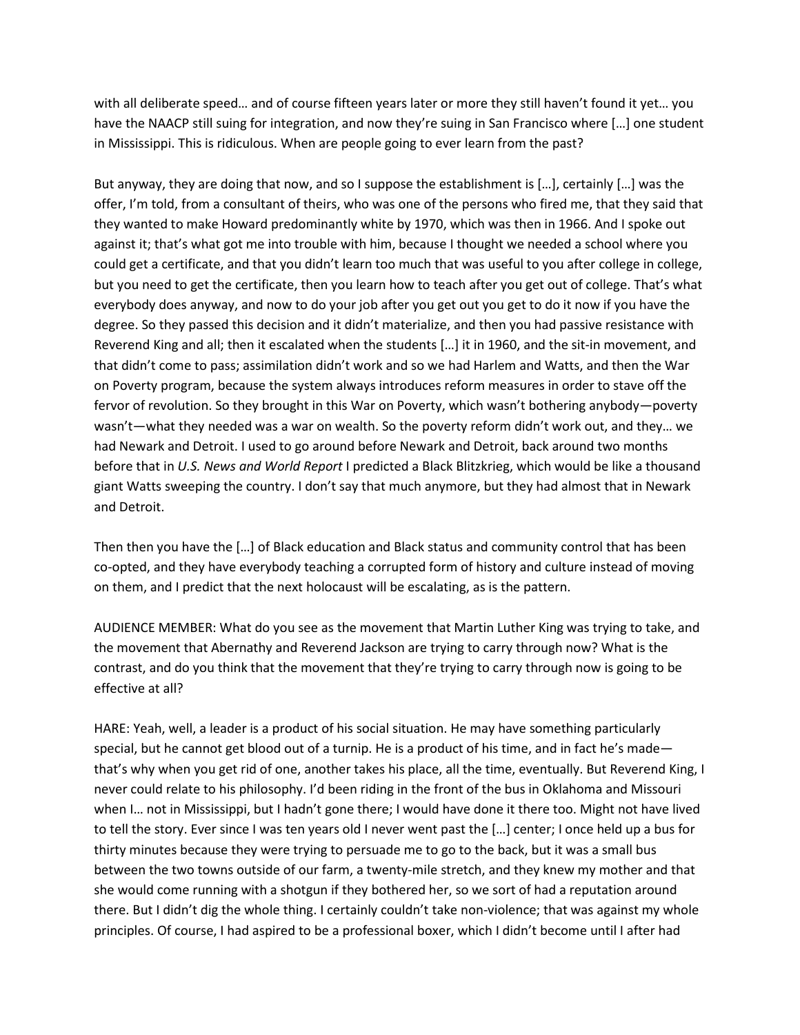with all deliberate speed… and of course fifteen years later or more they still haven't found it yet… you have the NAACP still suing for integration, and now they're suing in San Francisco where […] one student in Mississippi. This is ridiculous. When are people going to ever learn from the past?

But anyway, they are doing that now, and so I suppose the establishment is […], certainly […] was the offer, I'm told, from a consultant of theirs, who was one of the persons who fired me, that they said that they wanted to make Howard predominantly white by 1970, which was then in 1966. And I spoke out against it; that's what got me into trouble with him, because I thought we needed a school where you could get a certificate, and that you didn't learn too much that was useful to you after college in college, but you need to get the certificate, then you learn how to teach after you get out of college. That's what everybody does anyway, and now to do your job after you get out you get to do it now if you have the degree. So they passed this decision and it didn't materialize, and then you had passive resistance with Reverend King and all; then it escalated when the students […] it in 1960, and the sit-in movement, and that didn't come to pass; assimilation didn't work and so we had Harlem and Watts, and then the War on Poverty program, because the system always introduces reform measures in order to stave off the fervor of revolution. So they brought in this War on Poverty, which wasn't bothering anybody—poverty wasn't—what they needed was a war on wealth. So the poverty reform didn't work out, and they… we had Newark and Detroit. I used to go around before Newark and Detroit, back around two months before that in *U.S. News and World Report* I predicted a Black Blitzkrieg, which would be like a thousand giant Watts sweeping the country. I don't say that much anymore, but they had almost that in Newark and Detroit.

Then then you have the […] of Black education and Black status and community control that has been co-opted, and they have everybody teaching a corrupted form of history and culture instead of moving on them, and I predict that the next holocaust will be escalating, as is the pattern.

AUDIENCE MEMBER: What do you see as the movement that Martin Luther King was trying to take, and the movement that Abernathy and Reverend Jackson are trying to carry through now? What is the contrast, and do you think that the movement that they're trying to carry through now is going to be effective at all?

HARE: Yeah, well, a leader is a product of his social situation. He may have something particularly special, but he cannot get blood out of a turnip. He is a product of his time, and in fact he's made—that's why when you get rid of one, another takes his place, all the time, eventually. But Reverend King, I never could relate to his philosophy. I'd been riding in the front of the bus in Oklahoma and Missouri when I… not in Mississippi, but I hadn't gone there; I would have done it there too. Might not have lived to tell the story. Ever since I was ten years old I never went past the […] center; I once held up a bus for thirty minutes because they were trying to persuade me to go to the back, but it was a small bus between the two towns outside of our farm, a twenty-mile stretch, and they knew my mother and that she would come running with a shotgun if they bothered her, so we sort of had a reputation around there. But I didn't dig the whole thing. I certainly couldn't take non-violence; that was against my whole principles. Of course, I had aspired to be a professional boxer, which I didn't become until I after had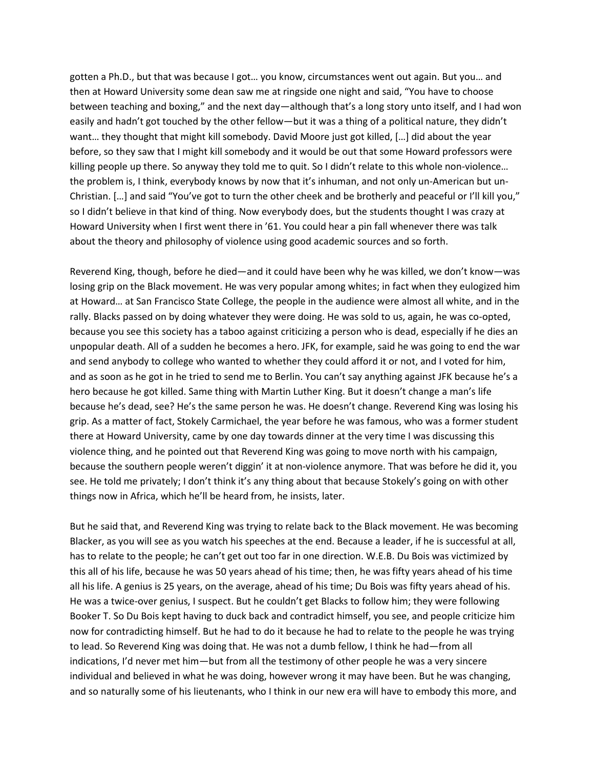gotten a Ph.D., but that was because I got… you know, circumstances went out again. But you… and then at Howard University some dean saw me at ringside one night and said, "You have to choose between teaching and boxing," and the next day—although that's a long story unto itself, and I had won easily and hadn't got touched by the other fellow—but it was a thing of a political nature, they didn't want… they thought that might kill somebody. David Moore just got killed, […] did about the year before, so they saw that I might kill somebody and it would be out that some Howard professors were killing people up there. So anyway they told me to quit. So I didn't relate to this whole non-violence… the problem is, I think, everybody knows by now that it's inhuman, and not only un-American but un-Christian. […] and said "You've got to turn the other cheek and be brotherly and peaceful or I'll kill you," so I didn't believe in that kind of thing. Now everybody does, but the students thought I was crazy at Howard University when I first went there in '61. You could hear a pin fall whenever there was talk about the theory and philosophy of violence using good academic sources and so forth.

Reverend King, though, before he died—and it could have been why he was killed, we don't know—was losing grip on the Black movement. He was very popular among whites; in fact when they eulogized him at Howard… at San Francisco State College, the people in the audience were almost all white, and in the rally. Blacks passed on by doing whatever they were doing. He was sold to us, again, he was co-opted, because you see this society has a taboo against criticizing a person who is dead, especially if he dies an unpopular death. All of a sudden he becomes a hero. JFK, for example, said he was going to end the war and send anybody to college who wanted to whether they could afford it or not, and I voted for him, and as soon as he got in he tried to send me to Berlin. You can't say anything against JFK because he's a hero because he got killed. Same thing with Martin Luther King. But it doesn't change a man's life because he's dead, see? He's the same person he was. He doesn't change. Reverend King was losing his grip. As a matter of fact, Stokely Carmichael, the year before he was famous, who was a former student there at Howard University, came by one day towards dinner at the very time I was discussing this violence thing, and he pointed out that Reverend King was going to move north with his campaign, because the southern people weren't diggin' it at non-violence anymore. That was before he did it, you see. He told me privately; I don't think it's any thing about that because Stokely's going on with other things now in Africa, which he'll be heard from, he insists, later.

But he said that, and Reverend King was trying to relate back to the Black movement. He was becoming Blacker, as you will see as you watch his speeches at the end. Because a leader, if he is successful at all, has to relate to the people; he can't get out too far in one direction. W.E.B. Du Bois was victimized by this all of his life, because he was 50 years ahead of his time; then, he was fifty years ahead of his time all his life. A genius is 25 years, on the average, ahead of his time; Du Bois was fifty years ahead of his. He was a twice-over genius, I suspect. But he couldn't get Blacks to follow him; they were following Booker T. So Du Bois kept having to duck back and contradict himself, you see, and people criticize him now for contradicting himself. But he had to do it because he had to relate to the people he was trying to lead. So Reverend King was doing that. He was not a dumb fellow, I think he had—from all indications, I'd never met him—but from all the testimony of other people he was a very sincere individual and believed in what he was doing, however wrong it may have been. But he was changing, and so naturally some of his lieutenants, who I think in our new era will have to embody this more, and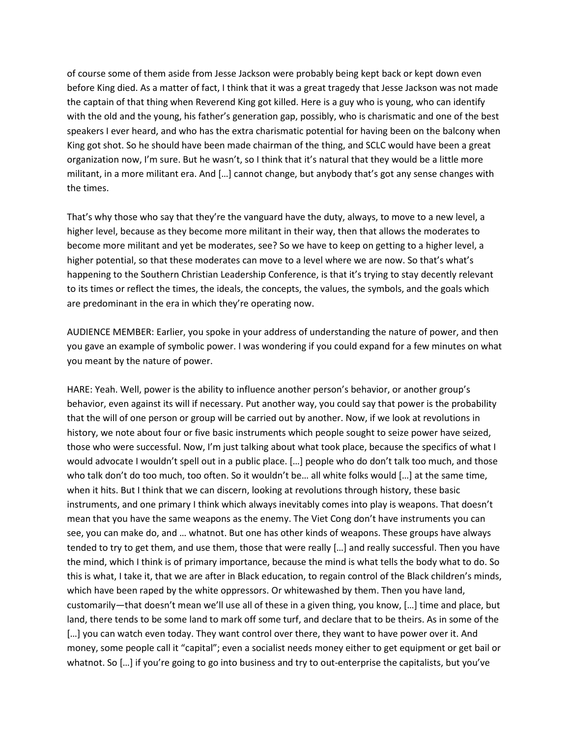of course some of them aside from Jesse Jackson were probably being kept back or kept down even before King died. As a matter of fact, I think that it was a great tragedy that Jesse Jackson was not made the captain of that thing when Reverend King got killed. Here is a guy who is young, who can identify with the old and the young, his father's generation gap, possibly, who is charismatic and one of the best speakers I ever heard, and who has the extra charismatic potential for having been on the balcony when King got shot. So he should have been made chairman of the thing, and SCLC would have been a great organization now, I'm sure. But he wasn't, so I think that it's natural that they would be a little more militant, in a more militant era. And […] cannot change, but anybody that's got any sense changes with the times.

That's why those who say that they're the vanguard have the duty, always, to move to a new level, a higher level, because as they become more militant in their way, then that allows the moderates to become more militant and yet be moderates, see? So we have to keep on getting to a higher level, a higher potential, so that these moderates can move to a level where we are now. So that's what's happening to the Southern Christian Leadership Conference, is that it's trying to stay decently relevant to its times or reflect the times, the ideals, the concepts, the values, the symbols, and the goals which are predominant in the era in which they're operating now.

AUDIENCE MEMBER: Earlier, you spoke in your address of understanding the nature of power, and then you gave an example of symbolic power. I was wondering if you could expand for a few minutes on what you meant by the nature of power.

HARE: Yeah. Well, power is the ability to influence another person's behavior, or another group's behavior, even against its will if necessary. Put another way, you could say that power is the probability that the will of one person or group will be carried out by another. Now, if we look at revolutions in history, we note about four or five basic instruments which people sought to seize power have seized, those who were successful. Now, I'm just talking about what took place, because the specifics of what I would advocate I wouldn't spell out in a public place. […] people who do don't talk too much, and those who talk don't do too much, too often. So it wouldn't be… all white folks would […] at the same time, when it hits. But I think that we can discern, looking at revolutions through history, these basic instruments, and one primary I think which always inevitably comes into play is weapons. That doesn't mean that you have the same weapons as the enemy. The Viet Cong don't have instruments you can see, you can make do, and … whatnot. But one has other kinds of weapons. These groups have always tended to try to get them, and use them, those that were really […] and really successful. Then you have the mind, which I think is of primary importance, because the mind is what tells the body what to do. So this is what, I take it, that we are after in Black education, to regain control of the Black children's minds, which have been raped by the white oppressors. Or whitewashed by them. Then you have land, customarily—that doesn't mean we'll use all of these in a given thing, you know, […] time and place, but land, there tends to be some land to mark off some turf, and declare that to be theirs. As in some of the […] you can watch even today. They want control over there, they want to have power over it. And money, some people call it "capital"; even a socialist needs money either to get equipment or get bail or whatnot. So […] if you're going to go into business and try to out-enterprise the capitalists, but you've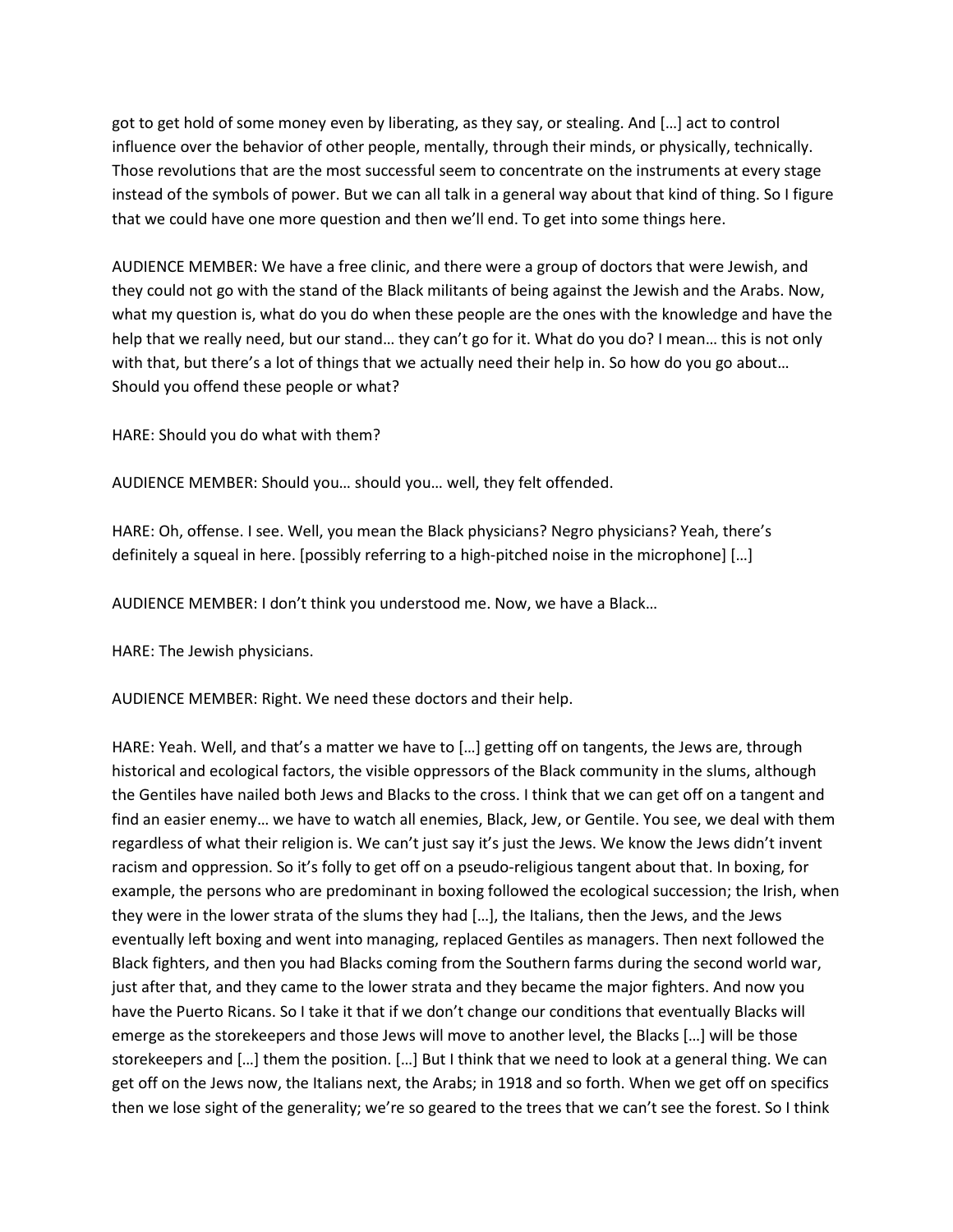got to get hold of some money even by liberating, as they say, or stealing. And […] act to control influence over the behavior of other people, mentally, through their minds, or physically, technically. Those revolutions that are the most successful seem to concentrate on the instruments at every stage instead of the symbols of power. But we can all talk in a general way about that kind of thing. So I figure that we could have one more question and then we'll end. To get into some things here.

AUDIENCE MEMBER: We have a free clinic, and there were a group of doctors that were Jewish, and they could not go with the stand of the Black militants of being against the Jewish and the Arabs. Now, what my question is, what do you do when these people are the ones with the knowledge and have the help that we really need, but our stand… they can't go for it. What do you do? I mean… this is not only with that, but there's a lot of things that we actually need their help in. So how do you go about… Should you offend these people or what?

HARE: Should you do what with them?

AUDIENCE MEMBER: Should you… should you… well, they felt offended.

HARE: Oh, offense. I see. Well, you mean the Black physicians? Negro physicians? Yeah, there's definitely a squeal in here. [possibly referring to a high-pitched noise in the microphone] […]

AUDIENCE MEMBER: I don't think you understood me. Now, we have a Black…

HARE: The Jewish physicians.

AUDIENCE MEMBER: Right. We need these doctors and their help.

HARE: Yeah. Well, and that's a matter we have to […] getting off on tangents, the Jews are, through historical and ecological factors, the visible oppressors of the Black community in the slums, although the Gentiles have nailed both Jews and Blacks to the cross. I think that we can get off on a tangent and find an easier enemy… we have to watch all enemies, Black, Jew, or Gentile. You see, we deal with them regardless of what their religion is. We can't just say it's just the Jews. We know the Jews didn't invent racism and oppression. So it's folly to get off on a pseudo-religious tangent about that. In boxing, for example, the persons who are predominant in boxing followed the ecological succession; the Irish, when they were in the lower strata of the slums they had […], the Italians, then the Jews, and the Jews eventually left boxing and went into managing, replaced Gentiles as managers. Then next followed the Black fighters, and then you had Blacks coming from the Southern farms during the second world war, just after that, and they came to the lower strata and they became the major fighters. And now you have the Puerto Ricans. So I take it that if we don't change our conditions that eventually Blacks will emerge as the storekeepers and those Jews will move to another level, the Blacks […] will be those storekeepers and […] them the position. […] But I think that we need to look at a general thing. We can get off on the Jews now, the Italians next, the Arabs; in 1918 and so forth. When we get off on specifics then we lose sight of the generality; we're so geared to the trees that we can't see the forest. So I think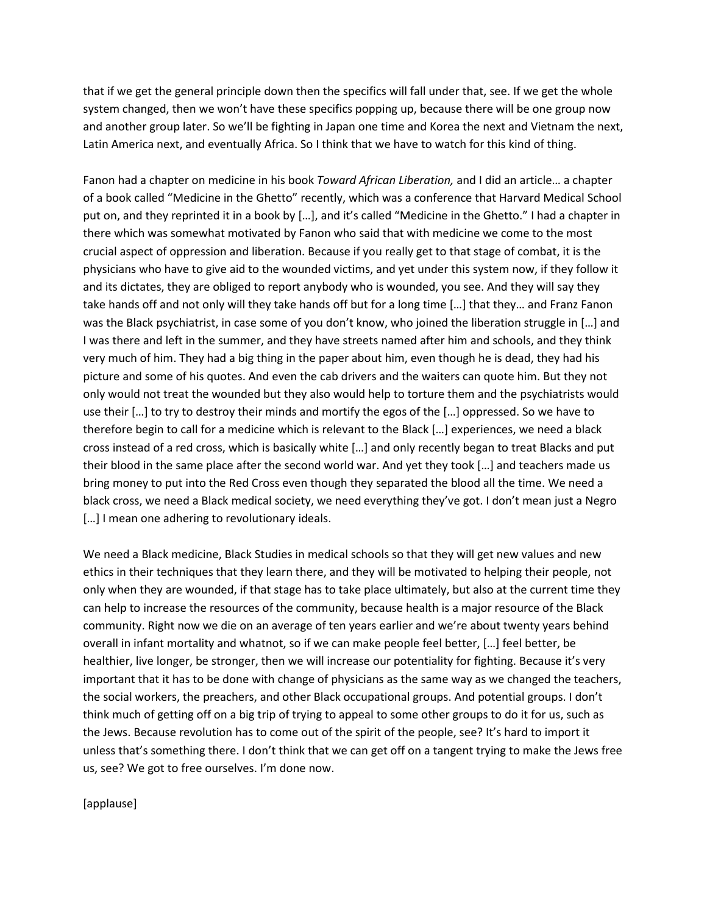that if we get the general principle down then the specifics will fall under that, see. If we get the whole system changed, then we won't have these specifics popping up, because there will be one group now and another group later. So we'll be fighting in Japan one time and Korea the next and Vietnam the next, Latin America next, and eventually Africa. So I think that we have to watch for this kind of thing.

Fanon had a chapter on medicine in his book *Toward African Liberation,* and I did an article… a chapter of a book called "Medicine in the Ghetto" recently, which was a conference that Harvard Medical School put on, and they reprinted it in a book by […], and it's called "Medicine in the Ghetto." I had a chapter in there which was somewhat motivated by Fanon who said that with medicine we come to the most crucial aspect of oppression and liberation. Because if you really get to that stage of combat, it is the physicians who have to give aid to the wounded victims, and yet under this system now, if they follow it and its dictates, they are obliged to report anybody who is wounded, you see. And they will say they take hands off and not only will they take hands off but for a long time […] that they… and Franz Fanon was the Black psychiatrist, in case some of you don't know, who joined the liberation struggle in […] and I was there and left in the summer, and they have streets named after him and schools, and they think very much of him. They had a big thing in the paper about him, even though he is dead, they had his picture and some of his quotes. And even the cab drivers and the waiters can quote him. But they not only would not treat the wounded but they also would help to torture them and the psychiatrists would use their […] to try to destroy their minds and mortify the egos of the […] oppressed. So we have to therefore begin to call for a medicine which is relevant to the Black […] experiences, we need a black cross instead of a red cross, which is basically white […] and only recently began to treat Blacks and put their blood in the same place after the second world war. And yet they took […] and teachers made us bring money to put into the Red Cross even though they separated the blood all the time. We need a black cross, we need a Black medical society, we need everything they've got. I don't mean just a Negro […] I mean one adhering to revolutionary ideals.

We need a Black medicine, Black Studies in medical schools so that they will get new values and new ethics in their techniques that they learn there, and they will be motivated to helping their people, not only when they are wounded, if that stage has to take place ultimately, but also at the current time they can help to increase the resources of the community, because health is a major resource of the Black community. Right now we die on an average of ten years earlier and we're about twenty years behind overall in infant mortality and whatnot, so if we can make people feel better, […] feel better, be healthier, live longer, be stronger, then we will increase our potentiality for fighting. Because it's very important that it has to be done with change of physicians as the same way as we changed the teachers, the social workers, the preachers, and other Black occupational groups. And potential groups. I don't think much of getting off on a big trip of trying to appeal to some other groups to do it for us, such as the Jews. Because revolution has to come out of the spirit of the people, see? It's hard to import it unless that's something there. I don't think that we can get off on a tangent trying to make the Jews free us, see? We got to free ourselves. I'm done now.

[applause]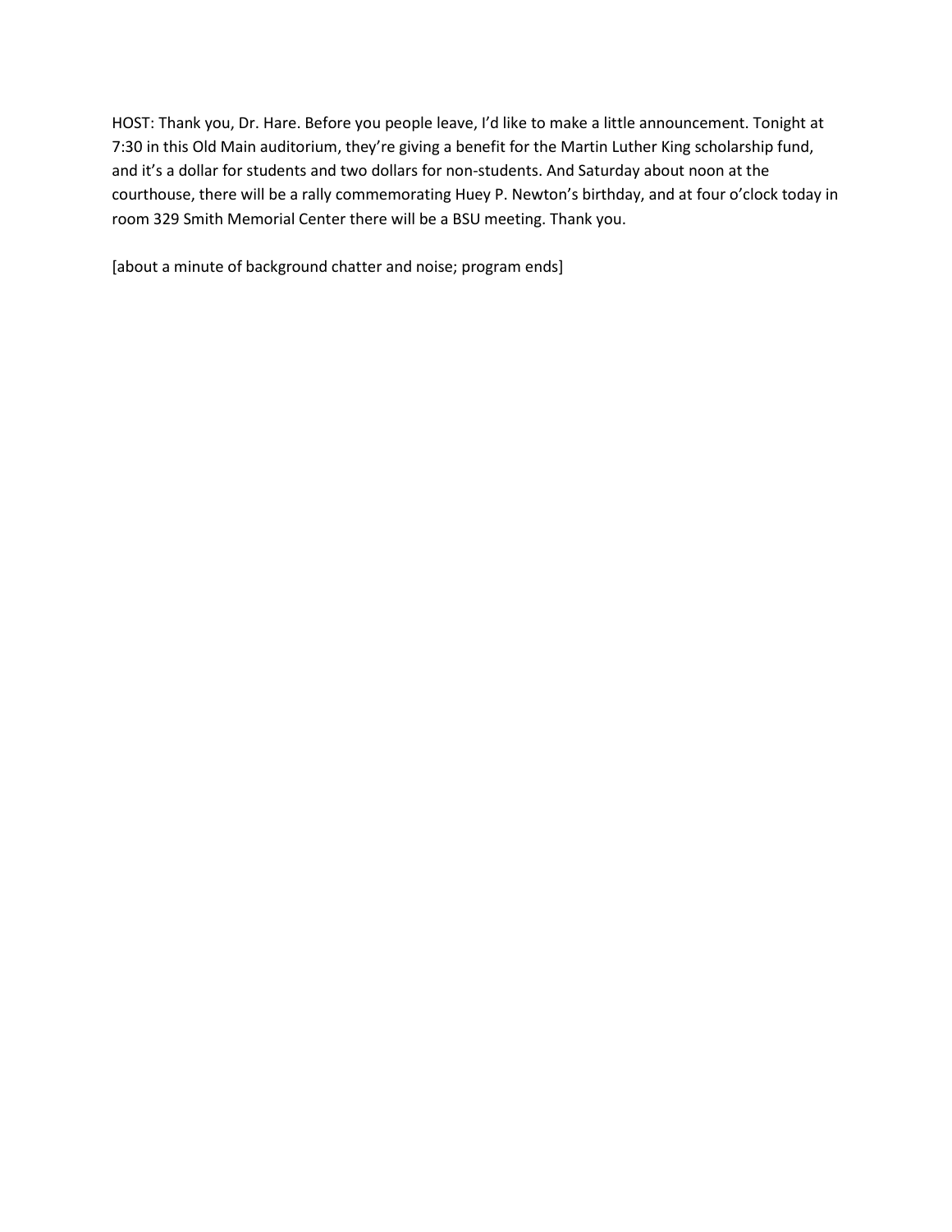HOST: Thank you, Dr. Hare. Before you people leave, I'd like to make a little announcement. Tonight at 7:30 in this Old Main auditorium, they're giving a benefit for the Martin Luther King scholarship fund, and it's a dollar for students and two dollars for non-students. And Saturday about noon at the courthouse, there will be a rally commemorating Huey P. Newton's birthday, and at four o'clock today in room 329 Smith Memorial Center there will be a BSU meeting. Thank you.

[about a minute of background chatter and noise; program ends]